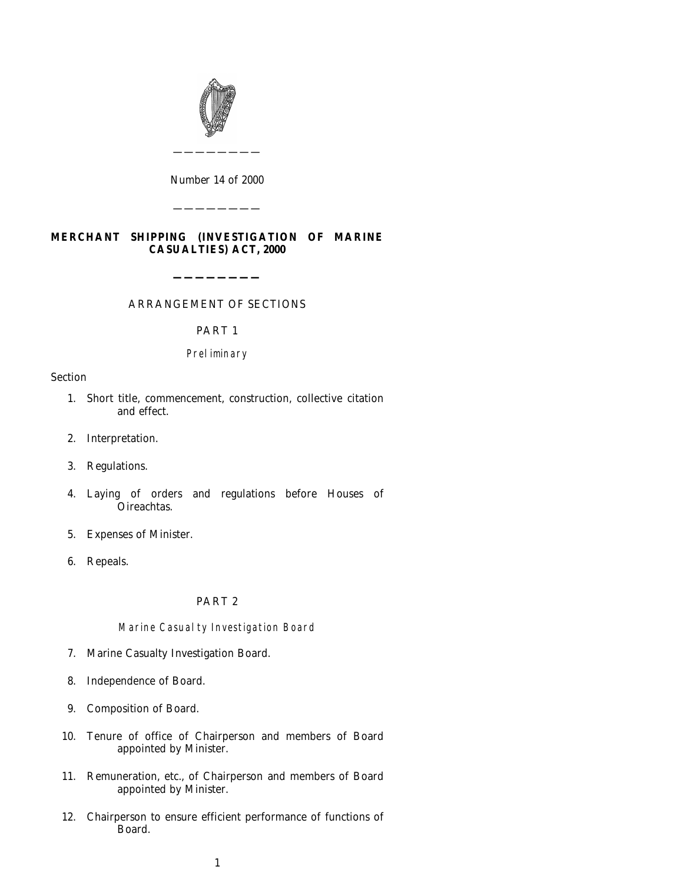Number 14 of 2000

---

# MERCHANT SHIPPING (INVESTIGATION OF MARINE CASUALTIES) ACT, 2000

---

ARRANGEMENT OF SECTIONS

PART 1

*Preliminary*

Section

1. Short title, commencement, construction, collective citation and effect.
2. Interpretation.
3. Regulations.
4. Laying of orders and regulations before Houses of Oireachtas.
5. Expenses of Minister.
6. Repeals.

PART 2

*Marine Casualty Investigation Board*

7. Marine Casualty Investigation Board.
8. Independence of Board.
9. Composition of Board.
10. Tenure of office of Chairperson and members of Board appointed by Minister.
11. Remuneration, etc., of Chairperson and members of Board appointed by Minister.
12. Chairperson to ensure efficient performance of functions of Board.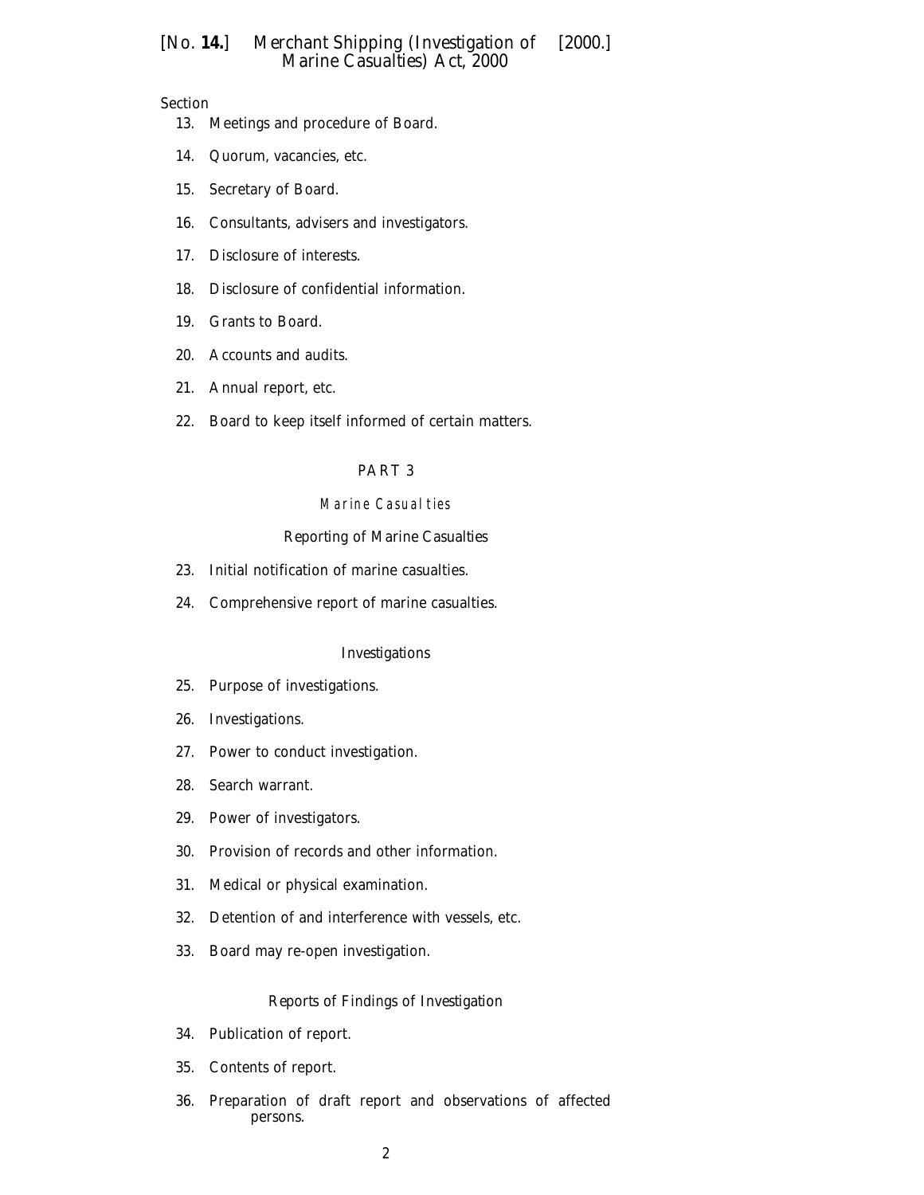Section

13. Meetings and procedure of Board.

14. Quorum, vacancies, etc.

15. Secretary of Board.

16. Consultants, advisers and investigators.

17. Disclosure of interests.

18. Disclosure of confidential information.

19. Grants to Board.

20. Accounts and audits.

21. Annual report, etc.

22. Board to keep itself informed of certain matters.

## PART 3

### Marine Casualties

#### *Reporting of Marine Casualties*

23. Initial notification of marine casualties.

24. Comprehensive report of marine casualties.

#### *Investigations*

25. Purpose of investigations.

26. Investigations.

27. Power to conduct investigation.

28. Search warrant.

29. Power of investigators.

30. Provision of records and other information.

31. Medical or physical examination.

32. Detention of and interference with vessels, etc.

33. Board may re-open investigation.

#### *Reports of Findings of Investigation*

34. Publication of report.

35. Contents of report.

36. Preparation of draft report and observations of affected persons.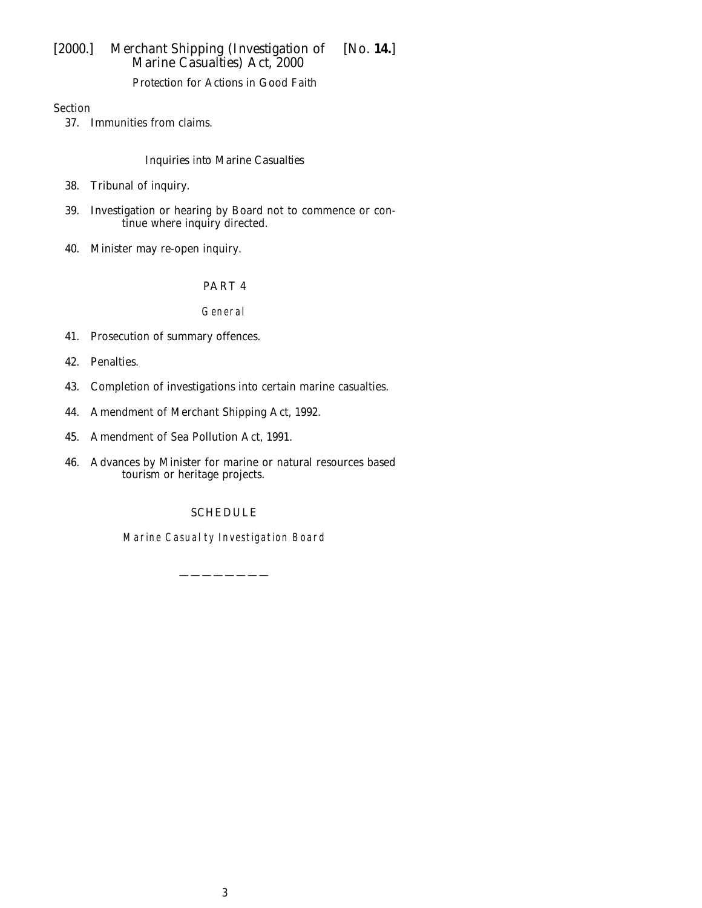Protection for Actions in Good Faith

Section

37. Immunities from claims.

Inquiries into Marine Casualties

38. Tribunal of inquiry.

39. Investigation or hearing by Board not to commence or continue where inquiry directed.

40. Minister may re-open inquiry.

PART 4

*General*

41. Prosecution of summary offences.

42. Penalties.

43. Completion of investigations into certain marine casualties.

44. Amendment of Merchant Shipping Act, 1992.

45. Amendment of Sea Pollution Act, 1991.

46. Advances by Minister for marine or natural resources based tourism or heritage projects.

SCHEDULE

*Marine Casualty Investigation Board*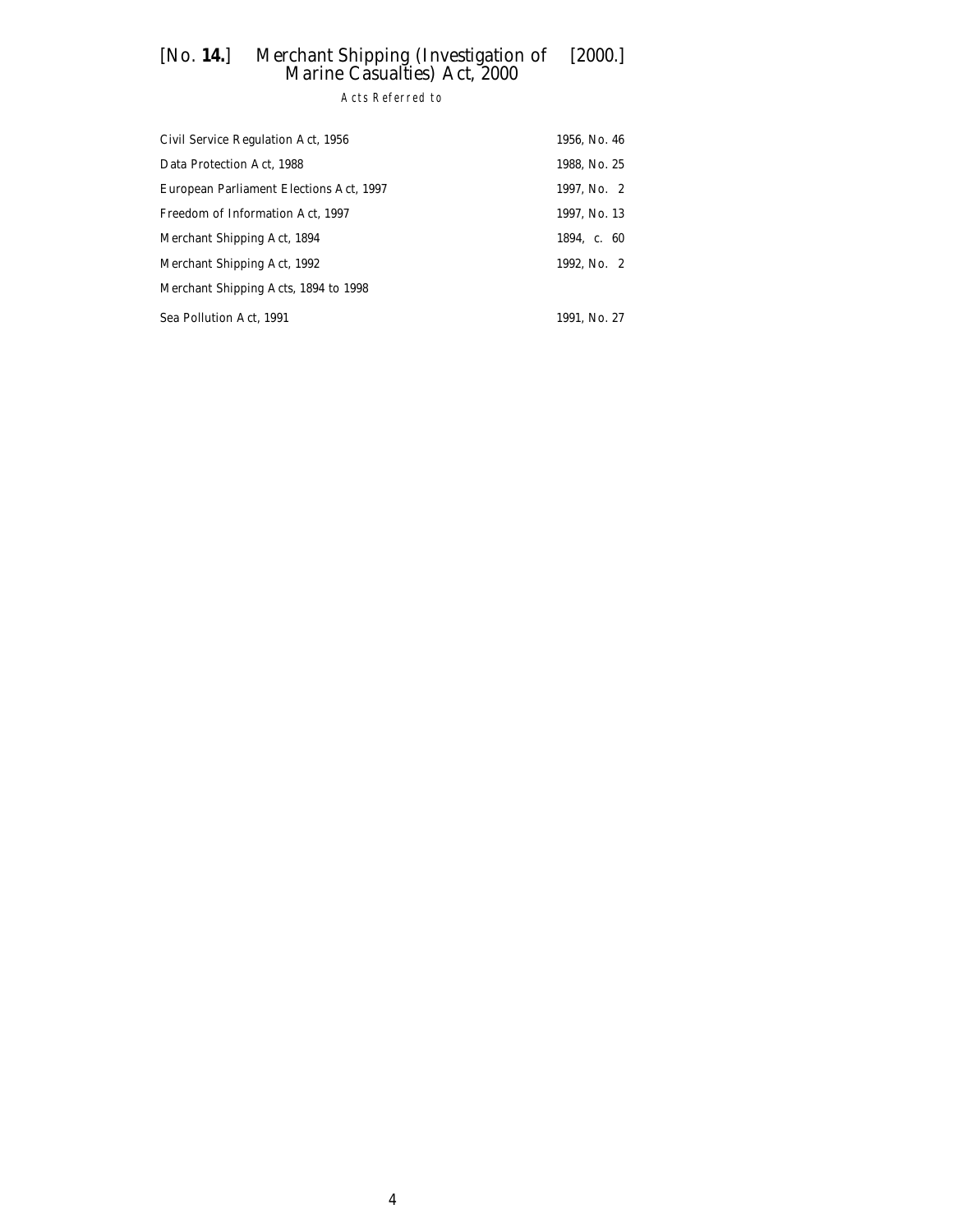## Acts Referred to

| | |
|---|---|
| Civil Service Regulation Act, 1956 | 1956, No. 46 |
| Data Protection Act, 1988 | 1988, No. 25 |
| European Parliament Elections Act, 1997 | 1997, No. 2 |
| Freedom of Information Act, 1997 | 1997, No. 13 |
| Merchant Shipping Act, 1894 | 1894, c. 60 |
| Merchant Shipping Act, 1992 | 1992, No. 2 |
| Merchant Shipping Acts, 1894 to 1998 | |
| Sea Pollution Act, 1991 | 1991, No. 27 |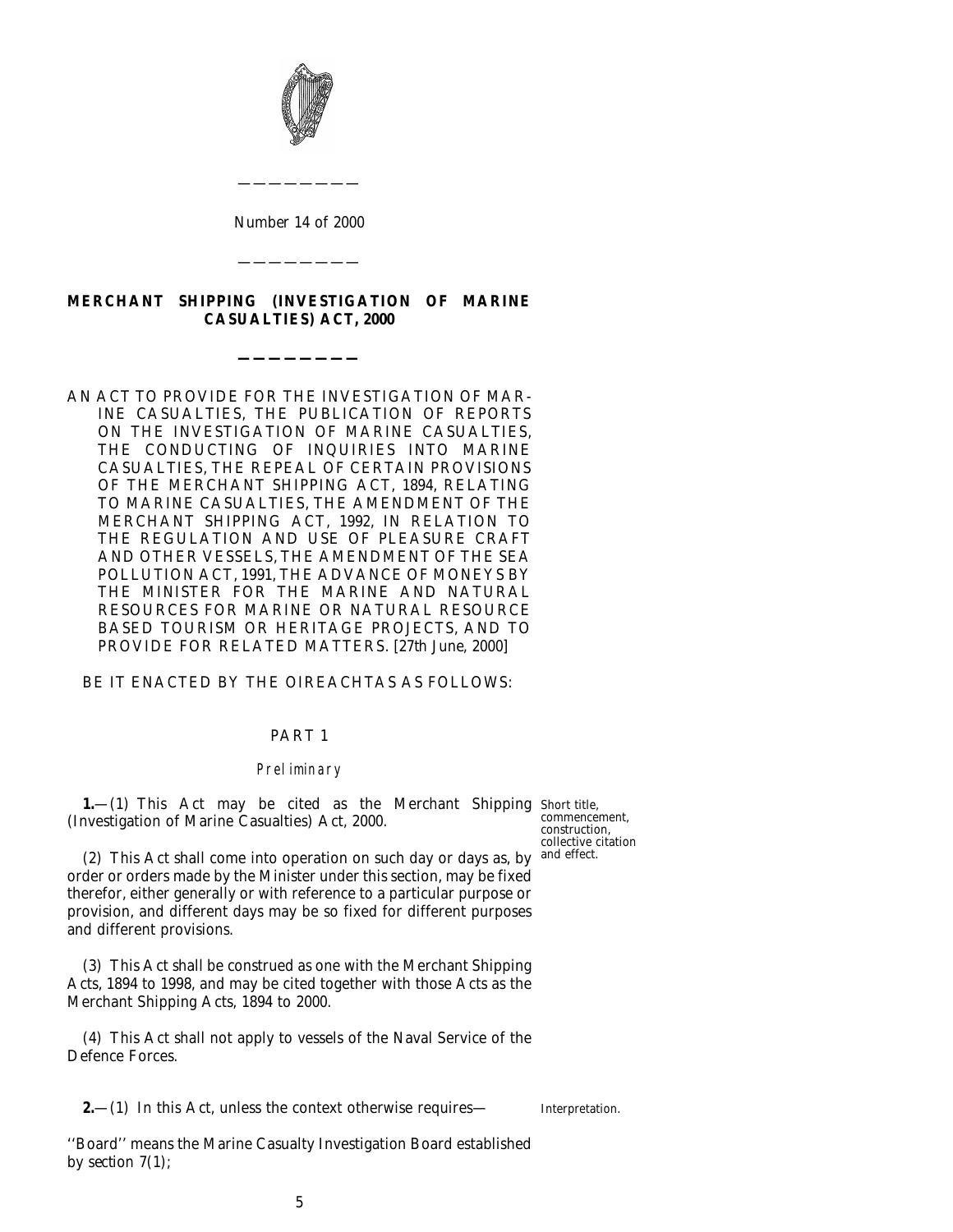Number 14 of 2000

---

# MERCHANT SHIPPING (INVESTIGATION OF MARINE CASUALTIES) ACT, 2000

---

AN ACT TO PROVIDE FOR THE INVESTIGATION OF MARINE CASUALTIES, THE PUBLICATION OF REPORTS ON THE INVESTIGATION OF MARINE CASUALTIES, THE CONDUCTING OF INQUIRIES INTO MARINE CASUALTIES, THE REPEAL OF CERTAIN PROVISIONS OF THE MERCHANT SHIPPING ACT, 1894, RELATING TO MARINE CASUALTIES, THE AMENDMENT OF THE MERCHANT SHIPPING ACT, 1992, IN RELATION TO THE REGULATION AND USE OF PLEASURE CRAFT AND OTHER VESSELS, THE AMENDMENT OF THE SEA POLLUTION ACT, 1991, THE ADVANCE OF MONEYS BY THE MINISTER FOR THE MARINE AND NATURAL RESOURCES FOR MARINE OR NATURAL RESOURCE BASED TOURISM OR HERITAGE PROJECTS, AND TO PROVIDE FOR RELATED MATTERS. [27th June, 2000]

BE IT ENACTED BY THE OIREACHTAS AS FOLLOWS:

## PART 1

### *Preliminary*

*Short title, commencement, construction, collective citation and effect.*

**1.**—(1) This Act may be cited as the Merchant Shipping (Investigation of Marine Casualties) Act, 2000.

(2) This Act shall come into operation on such day or days as, by order or orders made by the Minister under this section, may be fixed therefor, either generally or with reference to a particular purpose or provision, and different days may be so fixed for different purposes and different provisions.

(3) This Act shall be construed as one with the Merchant Shipping Acts, 1894 to 1998, and may be cited together with those Acts as the Merchant Shipping Acts, 1894 to 2000.

(4) This Act shall not apply to vessels of the Naval Service of the Defence Forces.

*Interpretation.*

**2.**—(1) In this Act, unless the context otherwise requires—

''Board'' means the Marine Casualty Investigation Board established by section 7(1);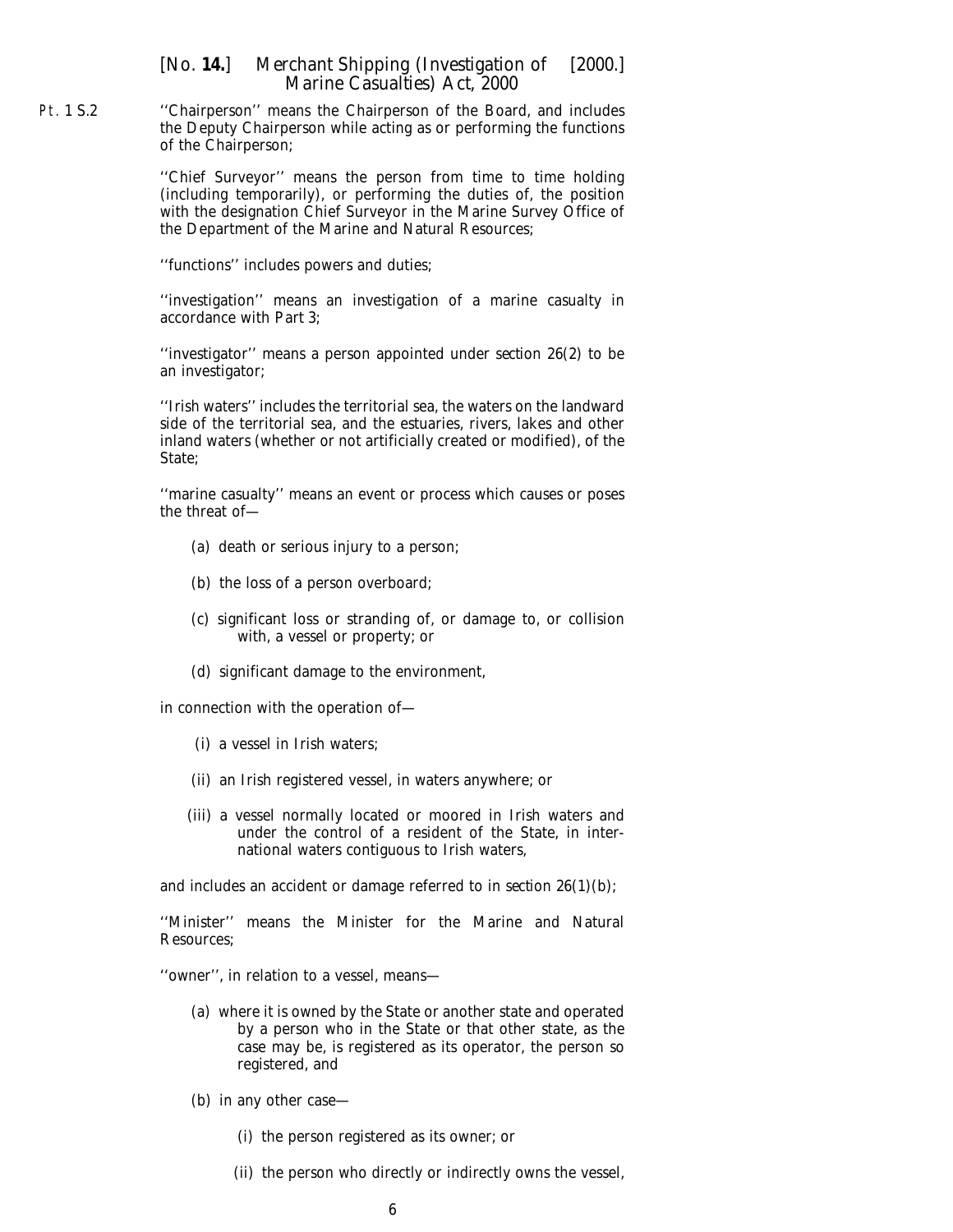''Chairperson'' means the Chairperson of the Board, and includes the Deputy Chairperson while acting as or performing the functions of the Chairperson;

''Chief Surveyor'' means the person from time to time holding (including temporarily), or performing the duties of, the position with the designation Chief Surveyor in the Marine Survey Office of the Department of the Marine and Natural Resources;

''functions'' includes powers and duties;

''investigation'' means an investigation of a marine casualty in accordance with *Part 3*;

''investigator'' means a person appointed under *section 26(2)* to be an investigator;

''Irish waters'' includes the territorial sea, the waters on the landward side of the territorial sea, and the estuaries, rivers, lakes and other inland waters (whether or not artificially created or modified), of the State;

''marine casualty'' means an event or process which causes or poses the threat of—

(*a*) death or serious injury to a person;

(*b*) the loss of a person overboard;

(*c*) significant loss or stranding of, or damage to, or collision with, a vessel or property; or

(*d*) significant damage to the environment,

in connection with the operation of—

(i) a vessel in Irish waters;

(ii) an Irish registered vessel, in waters anywhere; or

(iii) a vessel normally located or moored in Irish waters and under the control of a resident of the State, in international waters contiguous to Irish waters,

and includes an accident or damage referred to in *section 26(1)(b)*;

''Minister'' means the Minister for the Marine and Natural Resources;

''owner'', in relation to a vessel, means—

(*a*) where it is owned by the State or another state and operated by a person who in the State or that other state, as the case may be, is registered as its operator, the person so registered, and

(*b*) in any other case—

(i) the person registered as its owner; or

(ii) the person who directly or indirectly owns the vessel,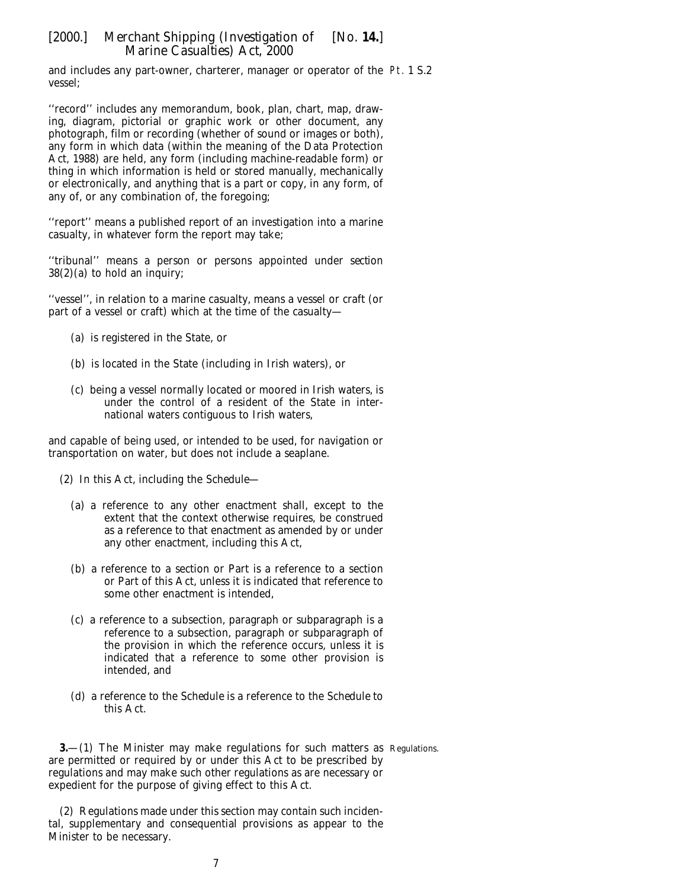and includes any part-owner, charterer, manager or operator of the vessel;

''record'' includes any memorandum, book, plan, chart, map, drawing, diagram, pictorial or graphic work or other document, any photograph, film or recording (whether of sound or images or both), any form in which data (within the meaning of the Data Protection Act, 1988) are held, any form (including machine-readable form) or thing in which information is held or stored manually, mechanically or electronically, and anything that is a part or copy, in any form, of any of, or any combination of, the foregoing;

''report'' means a published report of an investigation into a marine casualty, in whatever form the report may take;

''tribunal'' means a person or persons appointed under section 38(2)(a) to hold an inquiry;

''vessel'', in relation to a marine casualty, means a vessel or craft (or part of a vessel or craft) which at the time of the casualty—

(a) is registered in the State, or

(b) is located in the State (including in Irish waters), or

(c) being a vessel normally located or moored in Irish waters, is under the control of a resident of the State in international waters contiguous to Irish waters,

and capable of being used, or intended to be used, for navigation or transportation on water, but does not include a seaplane.

(2) In this Act, including the Schedule—

(a) a reference to any other enactment shall, except to the extent that the context otherwise requires, be construed as a reference to that enactment as amended by or under any other enactment, including this Act,

(b) a reference to a section or Part is a reference to a section or Part of this Act, unless it is indicated that reference to some other enactment is intended,

(c) a reference to a subsection, paragraph or subparagraph is a reference to a subsection, paragraph or subparagraph of the provision in which the reference occurs, unless it is indicated that a reference to some other provision is intended, and

(d) a reference to the Schedule is a reference to the Schedule to this Act.

Regulations.

**3.**—(1) The Minister may make regulations for such matters as are permitted or required by or under this Act to be prescribed by regulations and may make such other regulations as are necessary or expedient for the purpose of giving effect to this Act.

(2) Regulations made under this section may contain such incidental, supplementary and consequential provisions as appear to the Minister to be necessary.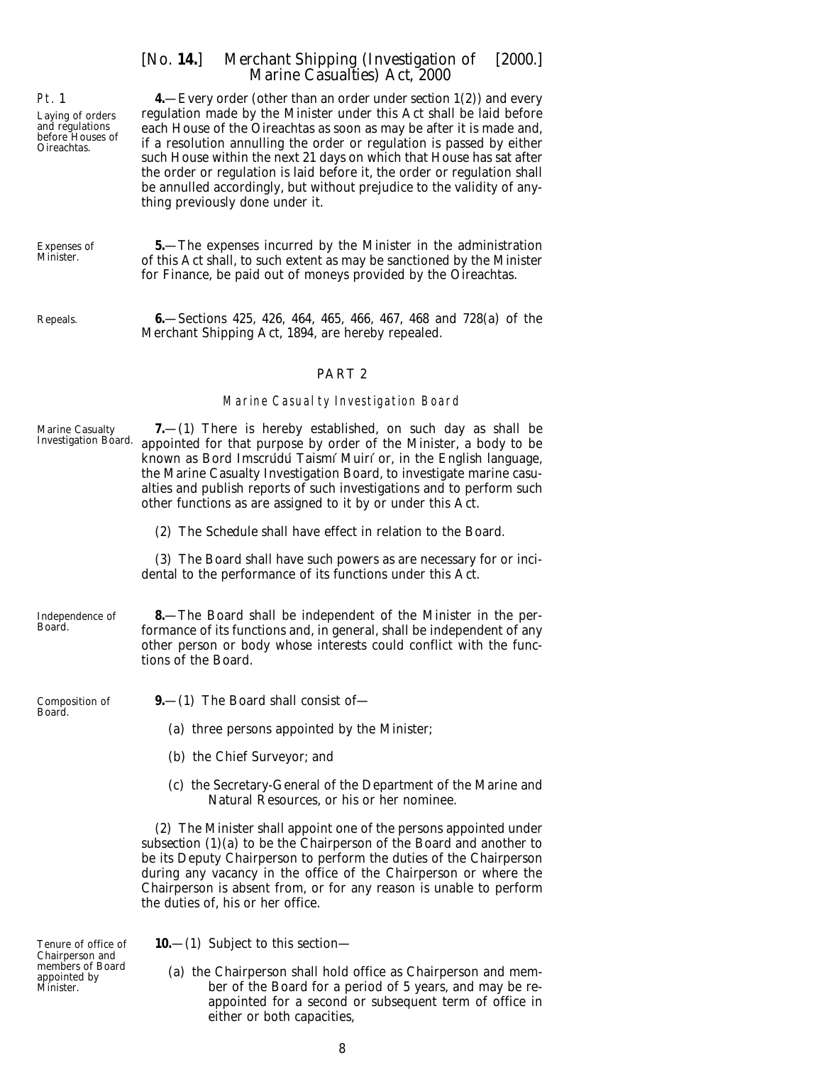Laying of orders and regulations before Houses of Oireachtas.

**4.**—Every order (other than an order under section 1(2)) and every regulation made by the Minister under this Act shall be laid before each House of the Oireachtas as soon as may be after it is made and, if a resolution annulling the order or regulation is passed by either such House within the next 21 days on which that House has sat after the order or regulation is laid before it, the order or regulation shall be annulled accordingly, but without prejudice to the validity of anything previously done under it.

Expenses of Minister.

**5.**—The expenses incurred by the Minister in the administration of this Act shall, to such extent as may be sanctioned by the Minister for Finance, be paid out of moneys provided by the Oireachtas.

Repeals.

**6.**—Sections 425, 426, 464, 465, 466, 467, 468 and 728(a) of the Merchant Shipping Act, 1894, are hereby repealed.

## PART 2

### Marine Casualty Investigation Board

Marine Casualty Investigation Board.

**7.**—(1) There is hereby established, on such day as shall be appointed for that purpose by order of the Minister, a body to be known as Bord Imscrúdú Taismí Muirí or, in the English language, the Marine Casualty Investigation Board, to investigate marine casualties and publish reports of such investigations and to perform such other functions as are assigned to it by or under this Act.

(2) The Schedule shall have effect in relation to the Board.

(3) The Board shall have such powers as are necessary for or incidental to the performance of its functions under this Act.

Independence of Board.

**8.**—The Board shall be independent of the Minister in the performance of its functions and, in general, shall be independent of any other person or body whose interests could conflict with the functions of the Board.

Composition of Board.

**9.**—(1) The Board shall consist of—

(a) three persons appointed by the Minister;

(b) the Chief Surveyor; and

(c) the Secretary-General of the Department of the Marine and Natural Resources, or his or her nominee.

(2) The Minister shall appoint one of the persons appointed under subsection (1)(a) to be the Chairperson of the Board and another to be its Deputy Chairperson to perform the duties of the Chairperson during any vacancy in the office of the Chairperson or where the Chairperson is absent from, or for any reason is unable to perform the duties of, his or her office.

Tenure of office of Chairperson and members of Board appointed by Minister.

**10.**—(1) Subject to this section—

(a) the Chairperson shall hold office as Chairperson and member of the Board for a period of 5 years, and may be reappointed for a second or subsequent term of office in either or both capacities,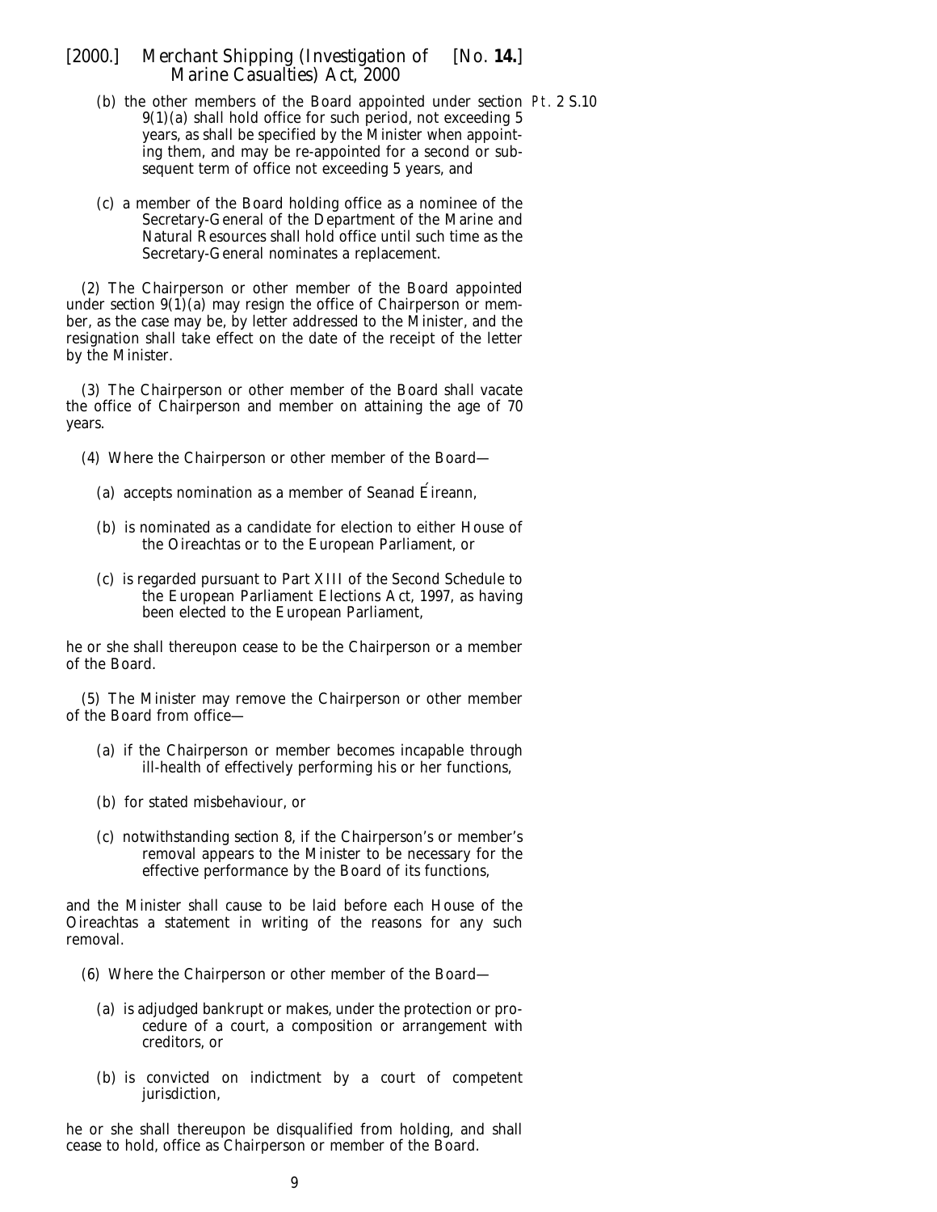(b) the other members of the Board appointed under section 9(1)(a) shall hold office for such period, not exceeding 5 years, as shall be specified by the Minister when appointing them, and may be re-appointed for a second or subsequent term of office not exceeding 5 years, and

(c) a member of the Board holding office as a nominee of the Secretary-General of the Department of the Marine and Natural Resources shall hold office until such time as the Secretary-General nominates a replacement.

(2) The Chairperson or other member of the Board appointed under section 9(1)(a) may resign the office of Chairperson or member, as the case may be, by letter addressed to the Minister, and the resignation shall take effect on the date of the receipt of the letter by the Minister.

(3) The Chairperson or other member of the Board shall vacate the office of Chairperson and member on attaining the age of 70 years.

(4) Where the Chairperson or other member of the Board—

(a) accepts nomination as a member of Seanad Éireann,

(b) is nominated as a candidate for election to either House of the Oireachtas or to the European Parliament, or

(c) is regarded pursuant to Part XIII of the Second Schedule to the European Parliament Elections Act, 1997, as having been elected to the European Parliament,

he or she shall thereupon cease to be the Chairperson or a member of the Board.

(5) The Minister may remove the Chairperson or other member of the Board from office—

(a) if the Chairperson or member becomes incapable through ill-health of effectively performing his or her functions,

(b) for stated misbehaviour, or

(c) notwithstanding section 8, if the Chairperson's or member's removal appears to the Minister to be necessary for the effective performance by the Board of its functions,

and the Minister shall cause to be laid before each House of the Oireachtas a statement in writing of the reasons for any such removal.

(6) Where the Chairperson or other member of the Board—

(a) is adjudged bankrupt or makes, under the protection or procedure of a court, a composition or arrangement with creditors, or

(b) is convicted on indictment by a court of competent jurisdiction,

he or she shall thereupon be disqualified from holding, and shall cease to hold, office as Chairperson or member of the Board.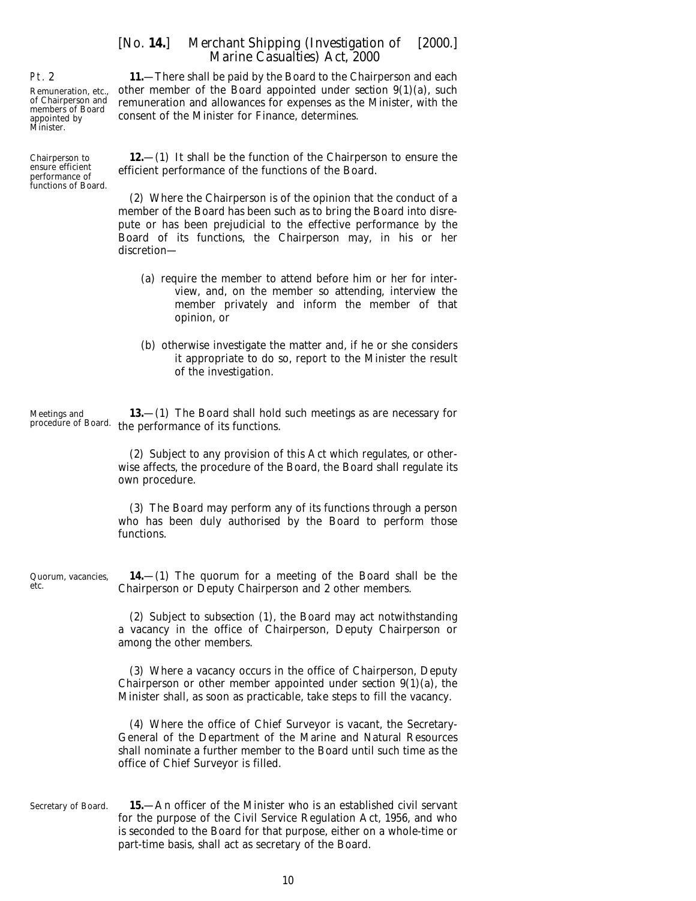Pt. 2

Remuneration, etc., of Chairperson and members of Board appointed by Minister.

**11.**—There shall be paid by the Board to the Chairperson and each other member of the Board appointed under *section 9(1)(a)*, such remuneration and allowances for expenses as the Minister, with the consent of the Minister for Finance, determines.

Chairperson to ensure efficient performance of functions of Board.

**12.**—(1) It shall be the function of the Chairperson to ensure the efficient performance of the functions of the Board.

(2) Where the Chairperson is of the opinion that the conduct of a member of the Board has been such as to bring the Board into disrepute or has been prejudicial to the effective performance by the Board of its functions, the Chairperson may, in his or her discretion—

(*a*) require the member to attend before him or her for interview, and, on the member so attending, interview the member privately and inform the member of that opinion, or

(*b*) otherwise investigate the matter and, if he or she considers it appropriate to do so, report to the Minister the result of the investigation.

Meetings and procedure of Board.

**13.**—(1) The Board shall hold such meetings as are necessary for the performance of its functions.

(2) Subject to any provision of this Act which regulates, or otherwise affects, the procedure of the Board, the Board shall regulate its own procedure.

(3) The Board may perform any of its functions through a person who has been duly authorised by the Board to perform those functions.

Quorum, vacancies, etc.

**14.**—(1) The quorum for a meeting of the Board shall be the Chairperson or Deputy Chairperson and 2 other members.

(2) Subject to *subsection (1)*, the Board may act notwithstanding a vacancy in the office of Chairperson, Deputy Chairperson or among the other members.

(3) Where a vacancy occurs in the office of Chairperson, Deputy Chairperson or other member appointed under *section 9(1)(a)*, the Minister shall, as soon as practicable, take steps to fill the vacancy.

(4) Where the office of Chief Surveyor is vacant, the Secretary-General of the Department of the Marine and Natural Resources shall nominate a further member to the Board until such time as the office of Chief Surveyor is filled.

Secretary of Board.

**15.**—An officer of the Minister who is an established civil servant for the purpose of the Civil Service Regulation Act, 1956, and who is seconded to the Board for that purpose, either on a whole-time or part-time basis, shall act as secretary of the Board.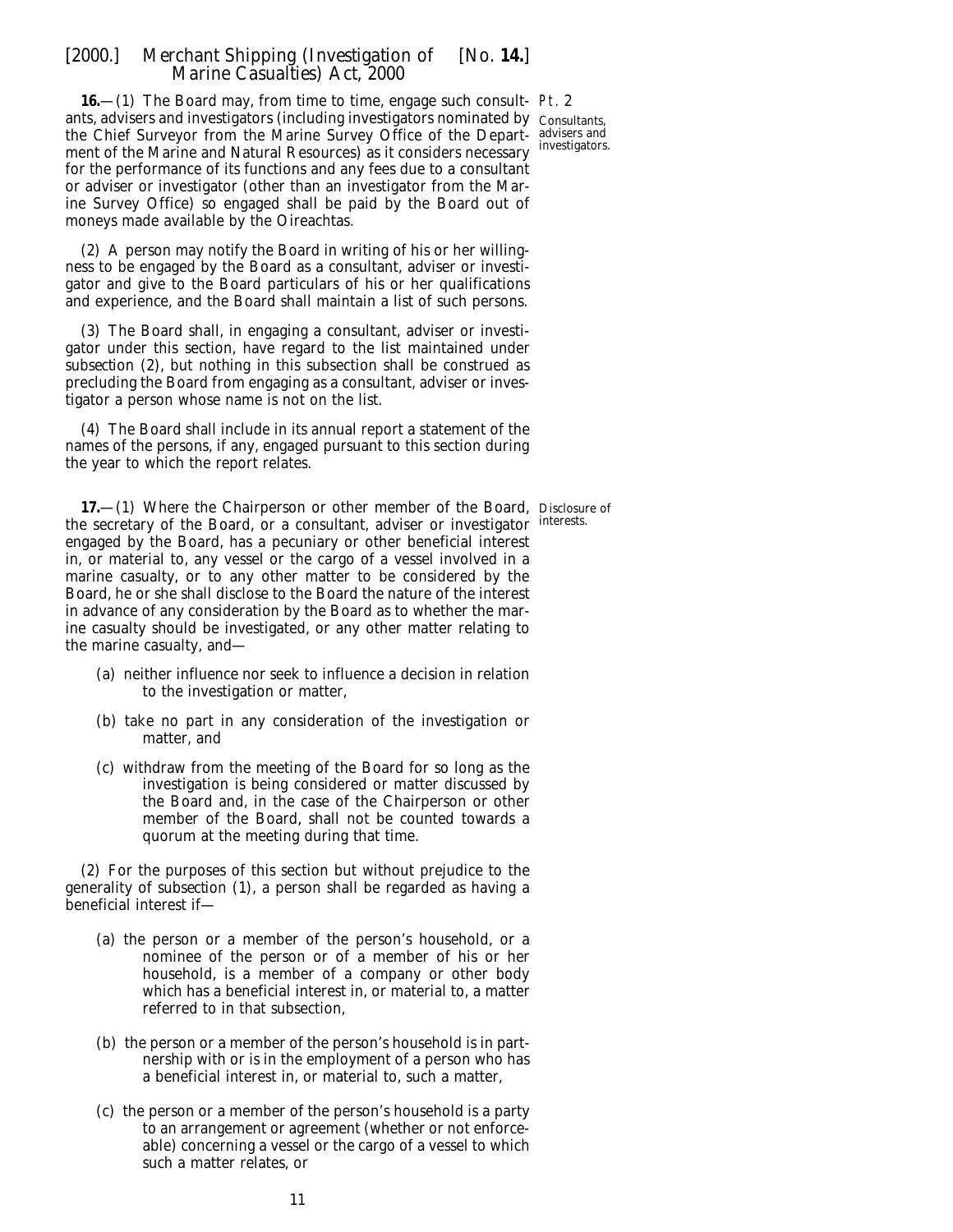**16.**—(1) The Board may, from time to time, engage such consultants, advisers and investigators (including investigators nominated by the Chief Surveyor from the Marine Survey Office of the Department of the Marine and Natural Resources) as it considers necessary for the performance of its functions and any fees due to a consultant or adviser or investigator (other than an investigator from the Marine Survey Office) so engaged shall be paid by the Board out of moneys made available by the Oireachtas.

Pt. 2

Consultants, advisers and investigators.

(2) A person may notify the Board in writing of his or her willingness to be engaged by the Board as a consultant, adviser or investigator and give to the Board particulars of his or her qualifications and experience, and the Board shall maintain a list of such persons.

(3) The Board shall, in engaging a consultant, adviser or investigator under this section, have regard to the list maintained under subsection (2), but nothing in this subsection shall be construed as precluding the Board from engaging as a consultant, adviser or investigator a person whose name is not on the list.

(4) The Board shall include in its annual report a statement of the names of the persons, if any, engaged pursuant to this section during the year to which the report relates.

Disclosure of interests.

**17.**—(1) Where the Chairperson or other member of the Board, the secretary of the Board, or a consultant, adviser or investigator engaged by the Board, has a pecuniary or other beneficial interest in, or material to, any vessel or the cargo of a vessel involved in a marine casualty, or to any other matter to be considered by the Board, he or she shall disclose to the Board the nature of the interest in advance of any consideration by the Board as to whether the marine casualty should be investigated, or any other matter relating to the marine casualty, and—

(a) neither influence nor seek to influence a decision in relation to the investigation or matter,

(b) take no part in any consideration of the investigation or matter, and

(c) withdraw from the meeting of the Board for so long as the investigation is being considered or matter discussed by the Board and, in the case of the Chairperson or other member of the Board, shall not be counted towards a quorum at the meeting during that time.

(2) For the purposes of this section but without prejudice to the generality of subsection (1), a person shall be regarded as having a beneficial interest if—

(a) the person or a member of the person's household, or a nominee of the person or of a member of his or her household, is a member of a company or other body which has a beneficial interest in, or material to, a matter referred to in that subsection,

(b) the person or a member of the person's household is in partnership with or is in the employment of a person who has a beneficial interest in, or material to, such a matter,

(c) the person or a member of the person's household is a party to an arrangement or agreement (whether or not enforceable) concerning a vessel or the cargo of a vessel to which such a matter relates, or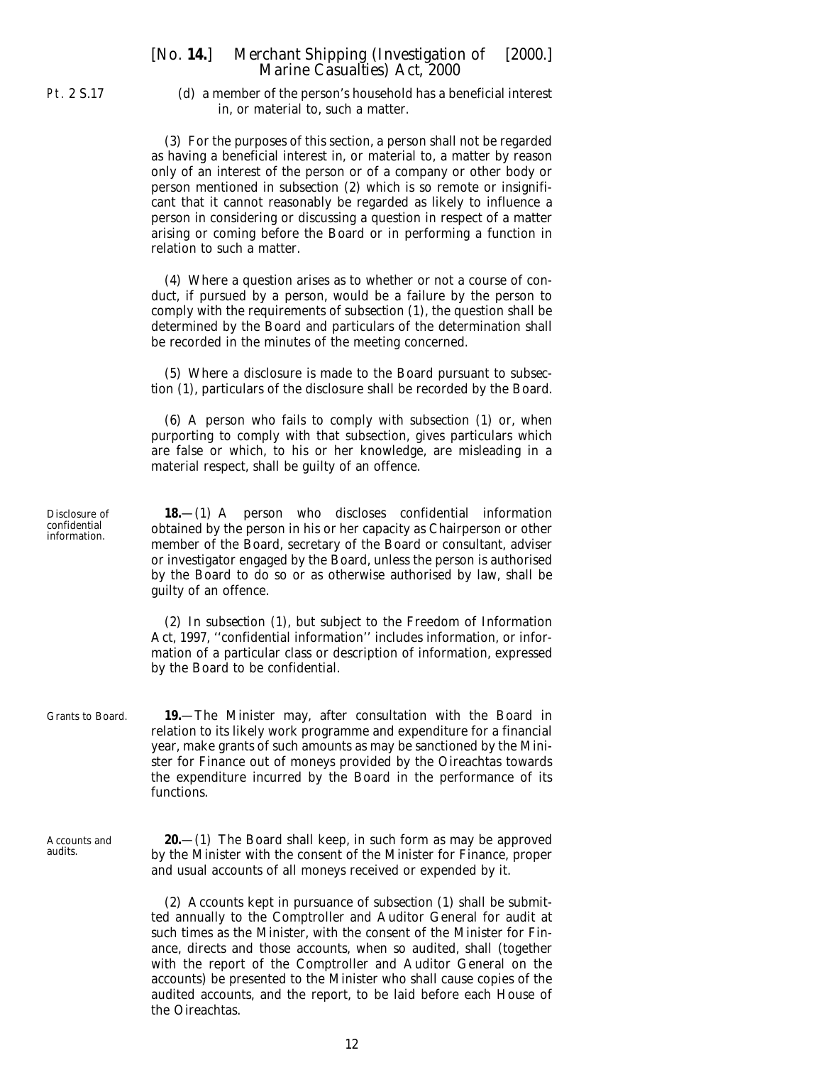(*d*) a member of the person's household has a beneficial interest in, or material to, such a matter.

(3) For the purposes of this section, a person shall not be regarded as having a beneficial interest in, or material to, a matter by reason only of an interest of the person or of a company or other body or person mentioned in *subsection (2)* which is so remote or insignificant that it cannot reasonably be regarded as likely to influence a person in considering or discussing a question in respect of a matter arising or coming before the Board or in performing a function in relation to such a matter.

(4) Where a question arises as to whether or not a course of conduct, if pursued by a person, would be a failure by the person to comply with the requirements of *subsection (1)*, the question shall be determined by the Board and particulars of the determination shall be recorded in the minutes of the meeting concerned.

(5) Where a disclosure is made to the Board pursuant to *subsection (1)*, particulars of the disclosure shall be recorded by the Board.

(6) A person who fails to comply with *subsection (1)* or, when purporting to comply with that subsection, gives particulars which are false or which, to his or her knowledge, are misleading in a material respect, shall be guilty of an offence.

Disclosure of confidential information.

**18.**—(1) A person who discloses confidential information obtained by the person in his or her capacity as Chairperson or other member of the Board, secretary of the Board or consultant, adviser or investigator engaged by the Board, unless the person is authorised by the Board to do so or as otherwise authorised by law, shall be guilty of an offence.

(2) In *subsection (1)*, but subject to the Freedom of Information Act, 1997, ''confidential information'' includes information, or information of a particular class or description of information, expressed by the Board to be confidential.

Grants to Board.

**19.**—The Minister may, after consultation with the Board in relation to its likely work programme and expenditure for a financial year, make grants of such amounts as may be sanctioned by the Minister for Finance out of moneys provided by the Oireachtas towards the expenditure incurred by the Board in the performance of its functions.

Accounts and audits.

**20.**—(1) The Board shall keep, in such form as may be approved by the Minister with the consent of the Minister for Finance, proper and usual accounts of all moneys received or expended by it.

(2) Accounts kept in pursuance of *subsection (1)* shall be submitted annually to the Comptroller and Auditor General for audit at such times as the Minister, with the consent of the Minister for Finance, directs and those accounts, when so audited, shall (together with the report of the Comptroller and Auditor General on the accounts) be presented to the Minister who shall cause copies of the audited accounts, and the report, to be laid before each House of the Oireachtas.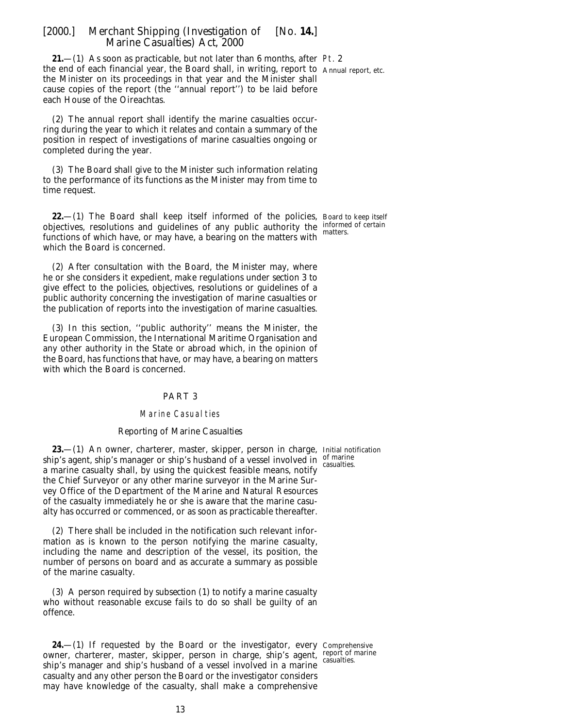**21.**—(1) As soon as practicable, but not later than 6 months, after the end of each financial year, the Board shall, in writing, report to the Minister on its proceedings in that year and the Minister shall cause copies of the report (the ''annual report'') to be laid before each House of the Oireachtas.

Pt. 2

Annual report, etc.

(2) The annual report shall identify the marine casualties occurring during the year to which it relates and contain a summary of the position in respect of investigations of marine casualties ongoing or completed during the year.

(3) The Board shall give to the Minister such information relating to the performance of its functions as the Minister may from time to time request.

**22.**—(1) The Board shall keep itself informed of the policies, objectives, resolutions and guidelines of any public authority the functions of which have, or may have, a bearing on the matters with which the Board is concerned.

Board to keep itself informed of certain matters.

(2) After consultation with the Board, the Minister may, where he or she considers it expedient, make regulations under *section 3* to give effect to the policies, objectives, resolutions or guidelines of a public authority concerning the investigation of marine casualties or the publication of reports into the investigation of marine casualties.

(3) In this section, ''public authority'' means the Minister, the European Commission, the International Maritime Organisation and any other authority in the State or abroad which, in the opinion of the Board, has functions that have, or may have, a bearing on matters with which the Board is concerned.

## PART 3

### Marine Casualties

#### *Reporting of Marine Casualties*

**23.**—(1) An owner, charterer, master, skipper, person in charge, ship's agent, ship's manager or ship's husband of a vessel involved in a marine casualty shall, by using the quickest feasible means, notify the Chief Surveyor or any other marine surveyor in the Marine Survey Office of the Department of the Marine and Natural Resources of the casualty immediately he or she is aware that the marine casualty has occurred or commenced, or as soon as practicable thereafter.

Initial notification of marine casualties.

(2) There shall be included in the notification such relevant information as is known to the person notifying the marine casualty, including the name and description of the vessel, its position, the number of persons on board and as accurate a summary as possible of the marine casualty.

(3) A person required by *subsection (1)* to notify a marine casualty who without reasonable excuse fails to do so shall be guilty of an offence.

**24.**—(1) If requested by the Board or the investigator, every owner, charterer, master, skipper, person in charge, ship's agent, ship's manager and ship's husband of a vessel involved in a marine casualty and any other person the Board or the investigator considers may have knowledge of the casualty, shall make a comprehensive

Comprehensive report of marine casualties.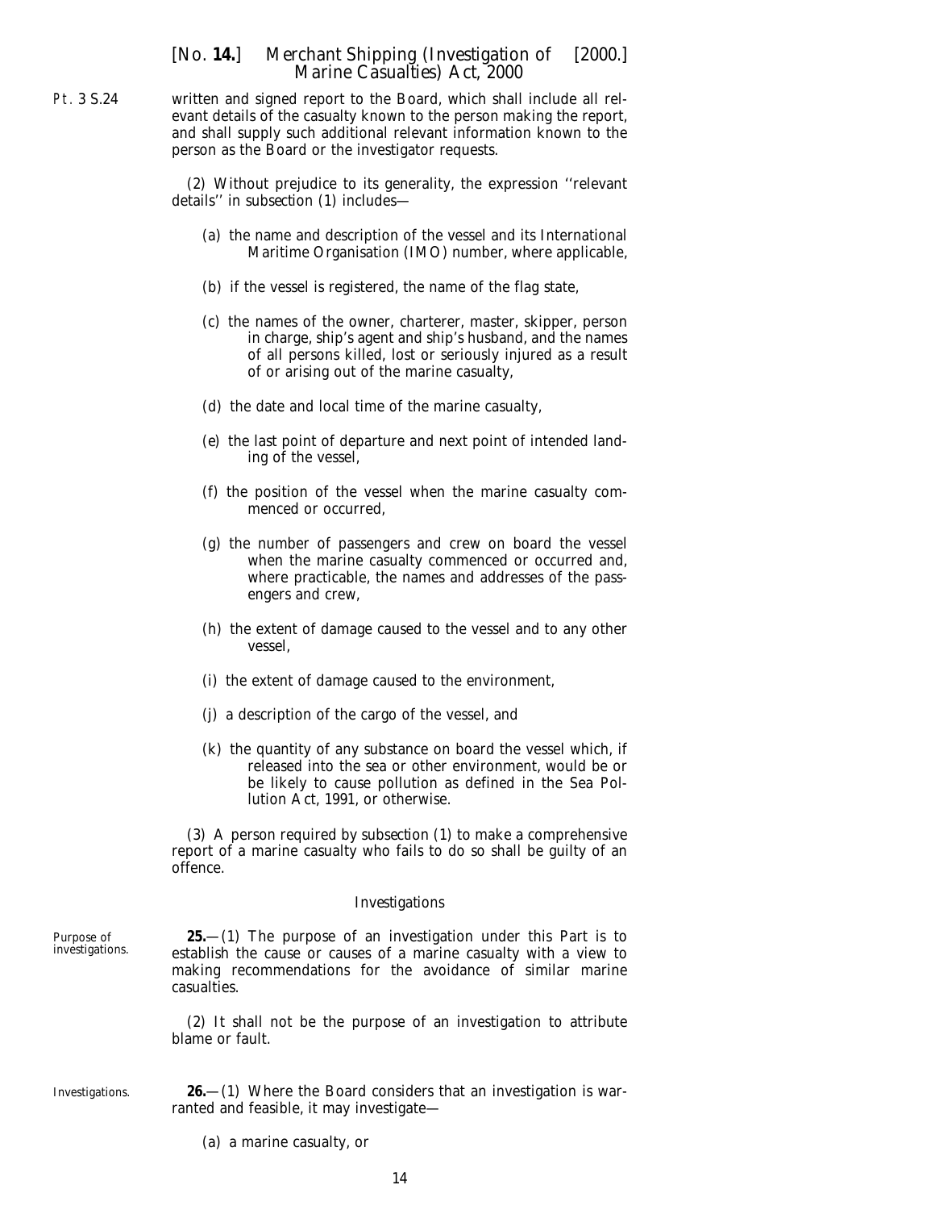written and signed report to the Board, which shall include all relevant details of the casualty known to the person making the report, and shall supply such additional relevant information known to the person as the Board or the investigator requests.

(2) Without prejudice to its generality, the expression ''relevant details'' in subsection (1) includes—

(a) the name and description of the vessel and its International Maritime Organisation (IMO) number, where applicable,

(b) if the vessel is registered, the name of the flag state,

(c) the names of the owner, charterer, master, skipper, person in charge, ship's agent and ship's husband, and the names of all persons killed, lost or seriously injured as a result of or arising out of the marine casualty,

(d) the date and local time of the marine casualty,

(e) the last point of departure and next point of intended landing of the vessel,

(f) the position of the vessel when the marine casualty commenced or occurred,

(g) the number of passengers and crew on board the vessel when the marine casualty commenced or occurred and, where practicable, the names and addresses of the passengers and crew,

(h) the extent of damage caused to the vessel and to any other vessel,

(i) the extent of damage caused to the environment,

(j) a description of the cargo of the vessel, and

(k) the quantity of any substance on board the vessel which, if released into the sea or other environment, would be or be likely to cause pollution as defined in the Sea Pollution Act, 1991, or otherwise.

(3) A person required by subsection (1) to make a comprehensive report of a marine casualty who fails to do so shall be guilty of an offence.

### *Investigations*

*Purpose of investigations.*

**25.**—(1) The purpose of an investigation under this Part is to establish the cause or causes of a marine casualty with a view to making recommendations for the avoidance of similar marine casualties.

(2) It shall not be the purpose of an investigation to attribute blame or fault.

*Investigations.*

**26.**—(1) Where the Board considers that an investigation is warranted and feasible, it may investigate—

(a) a marine casualty, or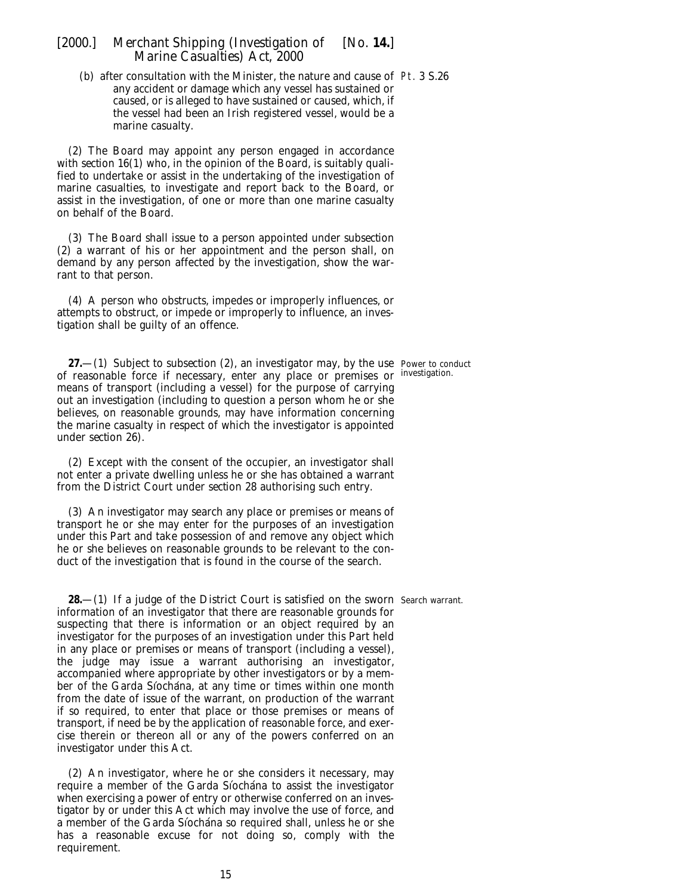(b) after consultation with the Minister, the nature and cause of any accident or damage which any vessel has sustained or caused, or is alleged to have sustained or caused, which, if the vessel had been an Irish registered vessel, would be a marine casualty.

(2) The Board may appoint any person engaged in accordance with *section 16(1)* who, in the opinion of the Board, is suitably qualified to undertake or assist in the undertaking of the investigation of marine casualties, to investigate and report back to the Board, or assist in the investigation, of one or more than one marine casualty on behalf of the Board.

(3) The Board shall issue to a person appointed under *subsection (2)* a warrant of his or her appointment and the person shall, on demand by any person affected by the investigation, show the warrant to that person.

(4) A person who obstructs, impedes or improperly influences, or attempts to obstruct, or impede or improperly to influence, an investigation shall be guilty of an offence.

Power to conduct investigation.

**27.**—(1) Subject to *subsection (2)*, an investigator may, by the use of reasonable force if necessary, enter any place or premises or means of transport (including a vessel) for the purpose of carrying out an investigation (including to question a person whom he or she believes, on reasonable grounds, may have information concerning the marine casualty in respect of which the investigator is appointed under *section 26*).

(2) Except with the consent of the occupier, an investigator shall not enter a private dwelling unless he or she has obtained a warrant from the District Court under *section 28* authorising such entry.

(3) An investigator may search any place or premises or means of transport he or she may enter for the purposes of an investigation under this Part and take possession of and remove any object which he or she believes on reasonable grounds to be relevant to the conduct of the investigation that is found in the course of the search.

Search warrant.

**28.**—(1) If a judge of the District Court is satisfied on the sworn information of an investigator that there are reasonable grounds for suspecting that there is information or an object required by an investigator for the purposes of an investigation under this Part held in any place or premises or means of transport (including a vessel), the judge may issue a warrant authorising an investigator, accompanied where appropriate by other investigators or by a member of the Garda Síochána, at any time or times within one month from the date of issue of the warrant, on production of the warrant if so required, to enter that place or those premises or means of transport, if need be by the application of reasonable force, and exercise therein or thereon all or any of the powers conferred on an investigator under this Act.

(2) An investigator, where he or she considers it necessary, may require a member of the Garda Síochána to assist the investigator when exercising a power of entry or otherwise conferred on an investigator by or under this Act which may involve the use of force, and a member of the Garda Síochána so required shall, unless he or she has a reasonable excuse for not doing so, comply with the requirement.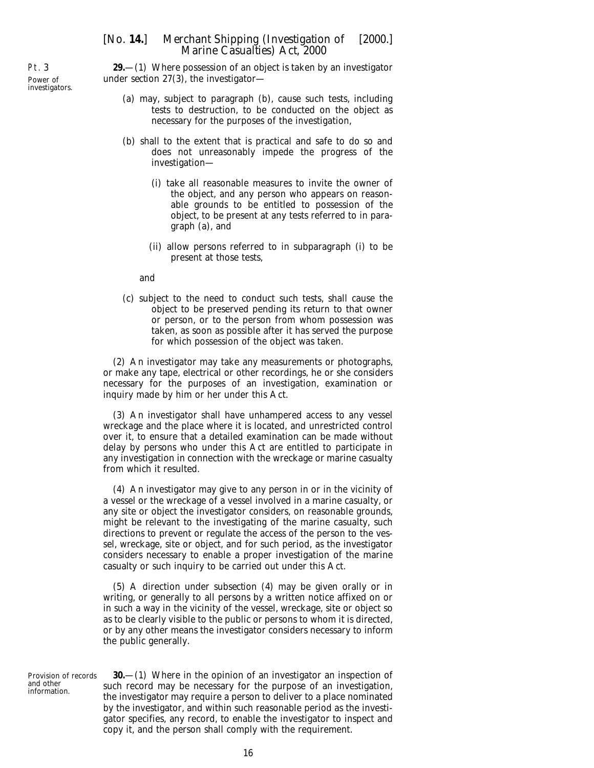Pt. 3

Power of investigators.

**29.**—(1) Where possession of an object is taken by an investigator under section 27(3), the investigator—

(*a*) may, subject to paragraph (*b*), cause such tests, including tests to destruction, to be conducted on the object as necessary for the purposes of the investigation,

(*b*) shall to the extent that is practical and safe to do so and does not unreasonably impede the progress of the investigation—

(i) take all reasonable measures to invite the owner of the object, and any person who appears on reasonable grounds to be entitled to possession of the object, to be present at any tests referred to in paragraph (*a*), and

(ii) allow persons referred to in subparagraph (i) to be present at those tests,

and

(*c*) subject to the need to conduct such tests, shall cause the object to be preserved pending its return to that owner or person, or to the person from whom possession was taken, as soon as possible after it has served the purpose for which possession of the object was taken.

(2) An investigator may take any measurements or photographs, or make any tape, electrical or other recordings, he or she considers necessary for the purposes of an investigation, examination or inquiry made by him or her under this Act.

(3) An investigator shall have unhampered access to any vessel wreckage and the place where it is located, and unrestricted control over it, to ensure that a detailed examination can be made without delay by persons who under this Act are entitled to participate in any investigation in connection with the wreckage or marine casualty from which it resulted.

(4) An investigator may give to any person in or in the vicinity of a vessel or the wreckage of a vessel involved in a marine casualty, or any site or object the investigator considers, on reasonable grounds, might be relevant to the investigating of the marine casualty, such directions to prevent or regulate the access of the person to the vessel, wreckage, site or object, and for such period, as the investigator considers necessary to enable a proper investigation of the marine casualty or such inquiry to be carried out under this Act.

(5) A direction under subsection (4) may be given orally or in writing, or generally to all persons by a written notice affixed on or in such a way in the vicinity of the vessel, wreckage, site or object so as to be clearly visible to the public or persons to whom it is directed, or by any other means the investigator considers necessary to inform the public generally.

Provision of records and other information.

**30.**—(1) Where in the opinion of an investigator an inspection of such record may be necessary for the purpose of an investigation, the investigator may require a person to deliver to a place nominated by the investigator, and within such reasonable period as the investigator specifies, any record, to enable the investigator to inspect and copy it, and the person shall comply with the requirement.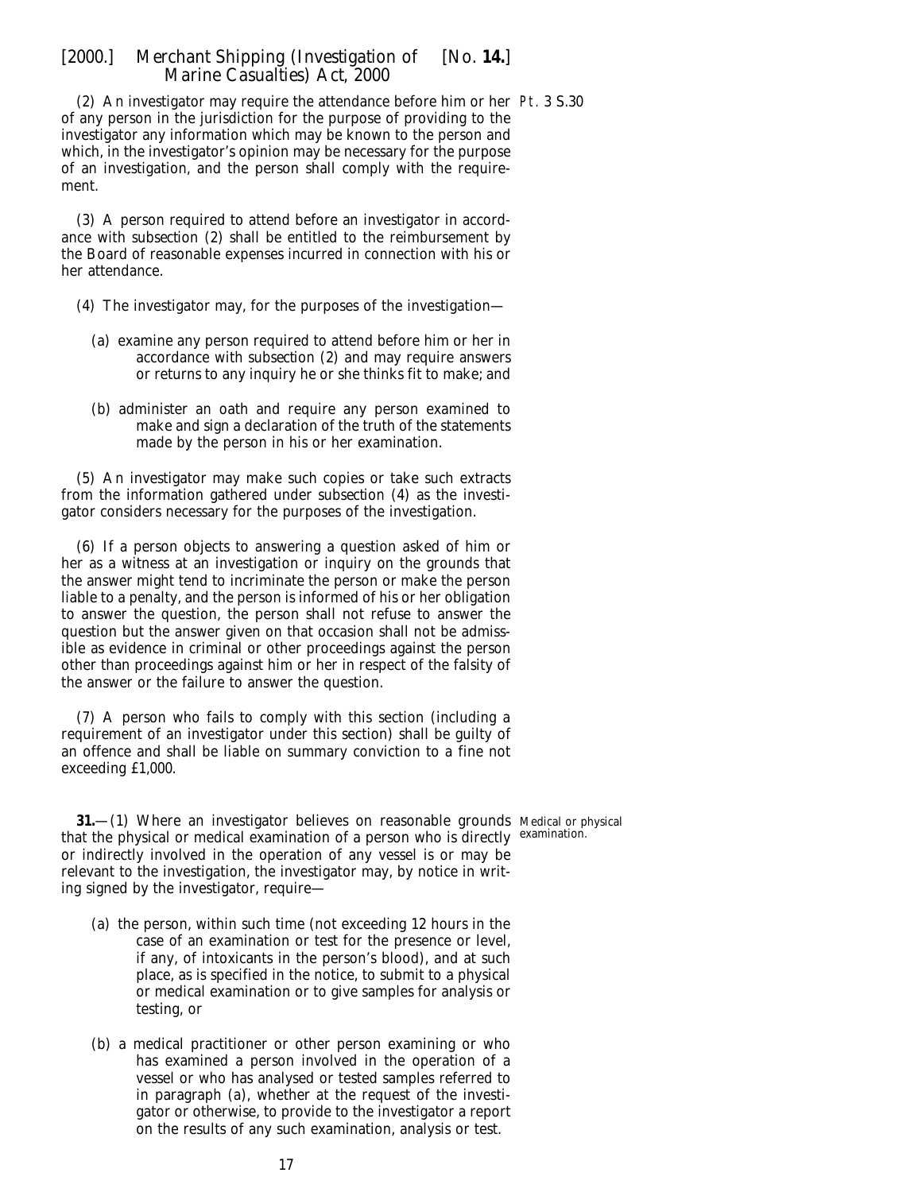(2) An investigator may require the attendance before him or her of any person in the jurisdiction for the purpose of providing to the investigator any information which may be known to the person and which, in the investigator's opinion may be necessary for the purpose of an investigation, and the person shall comply with the requirement.

(3) A person required to attend before an investigator in accordance with subsection (2) shall be entitled to the reimbursement by the Board of reasonable expenses incurred in connection with his or her attendance.

(4) The investigator may, for the purposes of the investigation—

(a) examine any person required to attend before him or her in accordance with subsection (2) and may require answers or returns to any inquiry he or she thinks fit to make; and

(b) administer an oath and require any person examined to make and sign a declaration of the truth of the statements made by the person in his or her examination.

(5) An investigator may make such copies or take such extracts from the information gathered under subsection (4) as the investigator considers necessary for the purposes of the investigation.

(6) If a person objects to answering a question asked of him or her as a witness at an investigation or inquiry on the grounds that the answer might tend to incriminate the person or make the person liable to a penalty, and the person is informed of his or her obligation to answer the question, the person shall not refuse to answer the question but the answer given on that occasion shall not be admissible as evidence in criminal or other proceedings against the person other than proceedings against him or her in respect of the falsity of the answer or the failure to answer the question.

(7) A person who fails to comply with this section (including a requirement of an investigator under this section) shall be guilty of an offence and shall be liable on summary conviction to a fine not exceeding £1,000.

Medical or physical examination.

**31.**—(1) Where an investigator believes on reasonable grounds that the physical or medical examination of a person who is directly or indirectly involved in the operation of any vessel is or may be relevant to the investigation, the investigator may, by notice in writing signed by the investigator, require—

(a) the person, within such time (not exceeding 12 hours in the case of an examination or test for the presence or level, if any, of intoxicants in the person's blood), and at such place, as is specified in the notice, to submit to a physical or medical examination or to give samples for analysis or testing, or

(b) a medical practitioner or other person examining or who has examined a person involved in the operation of a vessel or who has analysed or tested samples referred to in paragraph (a), whether at the request of the investigator or otherwise, to provide to the investigator a report on the results of any such examination, analysis or test.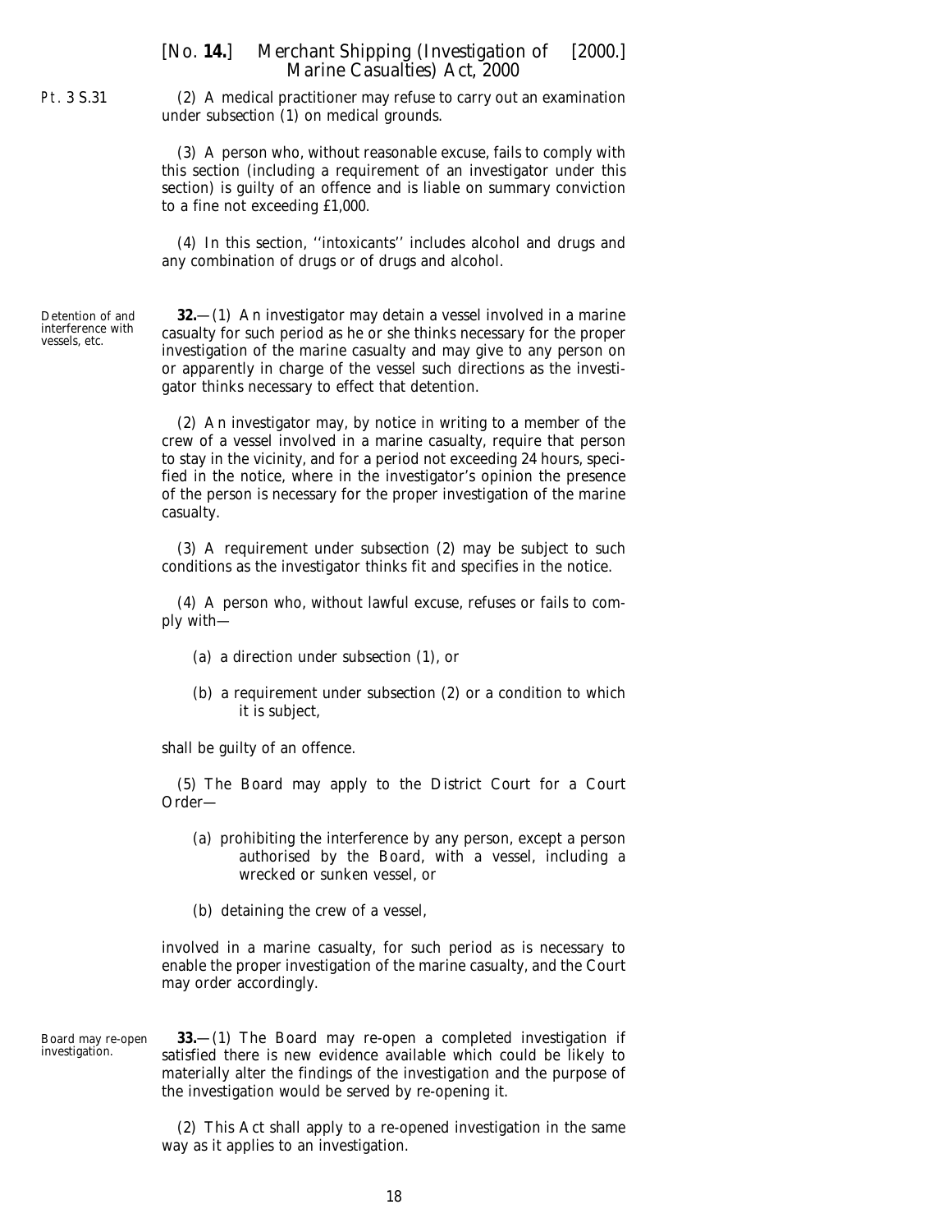(2) A medical practitioner may refuse to carry out an examination under subsection (1) on medical grounds.

(3) A person who, without reasonable excuse, fails to comply with this section (including a requirement of an investigator under this section) is guilty of an offence and is liable on summary conviction to a fine not exceeding £1,000.

(4) In this section, ''intoxicants'' includes alcohol and drugs and any combination of drugs or of drugs and alcohol.

Detention of and interference with vessels, etc.

**32.**—(1) An investigator may detain a vessel involved in a marine casualty for such period as he or she thinks necessary for the proper investigation of the marine casualty and may give to any person on or apparently in charge of the vessel such directions as the investigator thinks necessary to effect that detention.

(2) An investigator may, by notice in writing to a member of the crew of a vessel involved in a marine casualty, require that person to stay in the vicinity, and for a period not exceeding 24 hours, specified in the notice, where in the investigator's opinion the presence of the person is necessary for the proper investigation of the marine casualty.

(3) A requirement under subsection (2) may be subject to such conditions as the investigator thinks fit and specifies in the notice.

(4) A person who, without lawful excuse, refuses or fails to comply with—

(a) a direction under subsection (1), or

(b) a requirement under subsection (2) or a condition to which it is subject,

shall be guilty of an offence.

(5) The Board may apply to the District Court for a Court Order—

(a) prohibiting the interference by any person, except a person authorised by the Board, with a vessel, including a wrecked or sunken vessel, or

(b) detaining the crew of a vessel,

involved in a marine casualty, for such period as is necessary to enable the proper investigation of the marine casualty, and the Court may order accordingly.

Board may re-open investigation.

**33.**—(1) The Board may re-open a completed investigation if satisfied there is new evidence available which could be likely to materially alter the findings of the investigation and the purpose of the investigation would be served by re-opening it.

(2) This Act shall apply to a re-opened investigation in the same way as it applies to an investigation.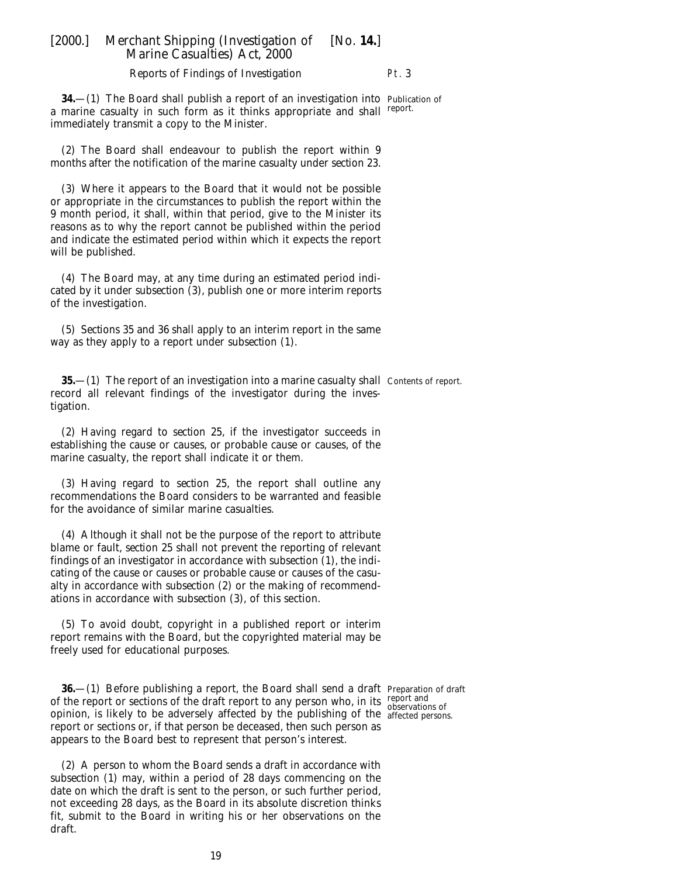*Reports of Findings of Investigation*

**34.**—(1) The Board shall publish a report of an investigation into a marine casualty in such form as it thinks appropriate and shall immediately transmit a copy to the Minister.

Publication of report.

(2) The Board shall endeavour to publish the report within 9 months after the notification of the marine casualty under *section 23*.

(3) Where it appears to the Board that it would not be possible or appropriate in the circumstances to publish the report within the 9 month period, it shall, within that period, give to the Minister its reasons as to why the report cannot be published within the period and indicate the estimated period within which it expects the report will be published.

(4) The Board may, at any time during an estimated period indicated by it under *subsection (3)*, publish one or more interim reports of the investigation.

(5) *Sections 35* and *36* shall apply to an interim report in the same way as they apply to a report under *subsection (1)*.

**35.**—(1) The report of an investigation into a marine casualty shall record all relevant findings of the investigator during the investigation.

Contents of report.

(2) Having regard to *section 25*, if the investigator succeeds in establishing the cause or causes, or probable cause or causes, of the marine casualty, the report shall indicate it or them.

(3) Having regard to *section 25*, the report shall outline any recommendations the Board considers to be warranted and feasible for the avoidance of similar marine casualties.

(4) Although it shall not be the purpose of the report to attribute blame or fault, *section 25* shall not prevent the reporting of relevant findings of an investigator in accordance with *subsection (1)*, the indicating of the cause or causes or probable cause or causes of the casualty in accordance with *subsection (2)* or the making of recommendations in accordance with *subsection (3)*, of this section.

(5) To avoid doubt, copyright in a published report or interim report remains with the Board, but the copyrighted material may be freely used for educational purposes.

**36.**—(1) Before publishing a report, the Board shall send a draft of the report or sections of the draft report to any person who, in its opinion, is likely to be adversely affected by the publishing of the report or sections or, if that person be deceased, then such person as appears to the Board best to represent that person's interest.

Preparation of draft report and observations of affected persons.

(2) A person to whom the Board sends a draft in accordance with *subsection (1)* may, within a period of 28 days commencing on the date on which the draft is sent to the person, or such further period, not exceeding 28 days, as the Board in its absolute discretion thinks fit, submit to the Board in writing his or her observations on the draft.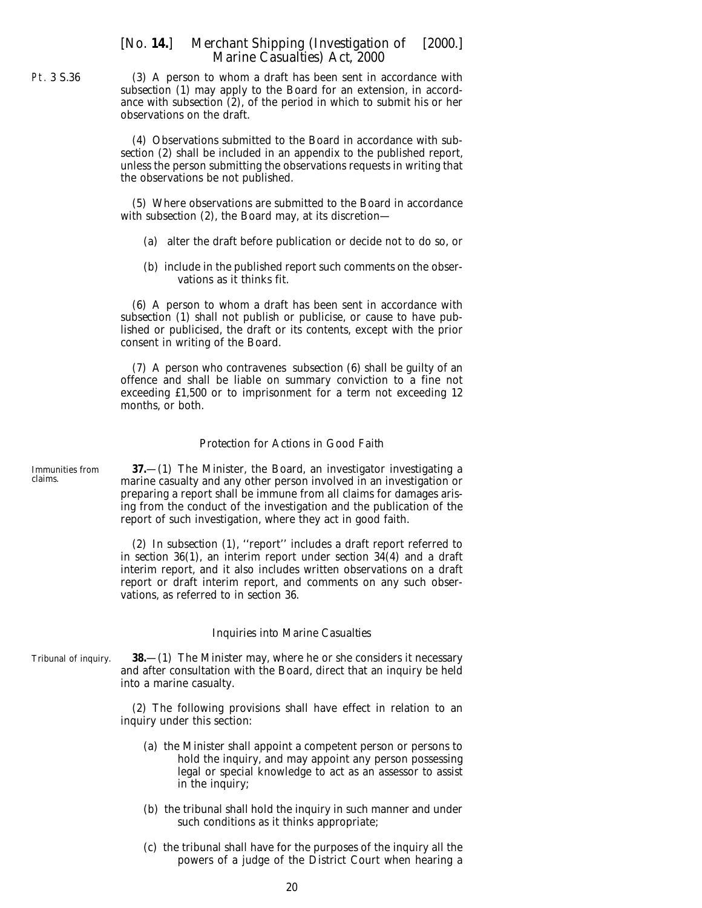(3) A person to whom a draft has been sent in accordance with *subsection (1)* may apply to the Board for an extension, in accordance with *subsection (2)*, of the period in which to submit his or her observations on the draft.

(4) Observations submitted to the Board in accordance with *subsection (2)* shall be included in an appendix to the published report, unless the person submitting the observations requests in writing that the observations be not published.

(5) Where observations are submitted to the Board in accordance with *subsection (2)*, the Board may, at its discretion—

(*a*) alter the draft before publication or decide not to do so, or

(*b*) include in the published report such comments on the observations as it thinks fit.

(6) A person to whom a draft has been sent in accordance with *subsection (1)* shall not publish or publicise, or cause to have published or publicised, the draft or its contents, except with the prior consent in writing of the Board.

(7) A person who contravenes *subsection (6)* shall be guilty of an offence and shall be liable on summary conviction to a fine not exceeding £1,500 or to imprisonment for a term not exceeding 12 months, or both.

### *Protection for Actions in Good Faith*

*Immunities from claims.*

**37.**—(1) The Minister, the Board, an investigator investigating a marine casualty and any other person involved in an investigation or preparing a report shall be immune from all claims for damages arising from the conduct of the investigation and the publication of the report of such investigation, where they act in good faith.

(2) In *subsection (1)*, ''report'' includes a draft report referred to in *section 36(1)*, an interim report under *section 34(4)* and a draft interim report, and it also includes written observations on a draft report or draft interim report, and comments on any such observations, as referred to in *section 36*.

### *Inquiries into Marine Casualties*

*Tribunal of inquiry.*

**38.**—(1) The Minister may, where he or she considers it necessary and after consultation with the Board, direct that an inquiry be held into a marine casualty.

(2) The following provisions shall have effect in relation to an inquiry under this section:

(*a*) the Minister shall appoint a competent person or persons to hold the inquiry, and may appoint any person possessing legal or special knowledge to act as an assessor to assist in the inquiry;

(*b*) the tribunal shall hold the inquiry in such manner and under such conditions as it thinks appropriate;

(*c*) the tribunal shall have for the purposes of the inquiry all the powers of a judge of the District Court when hearing a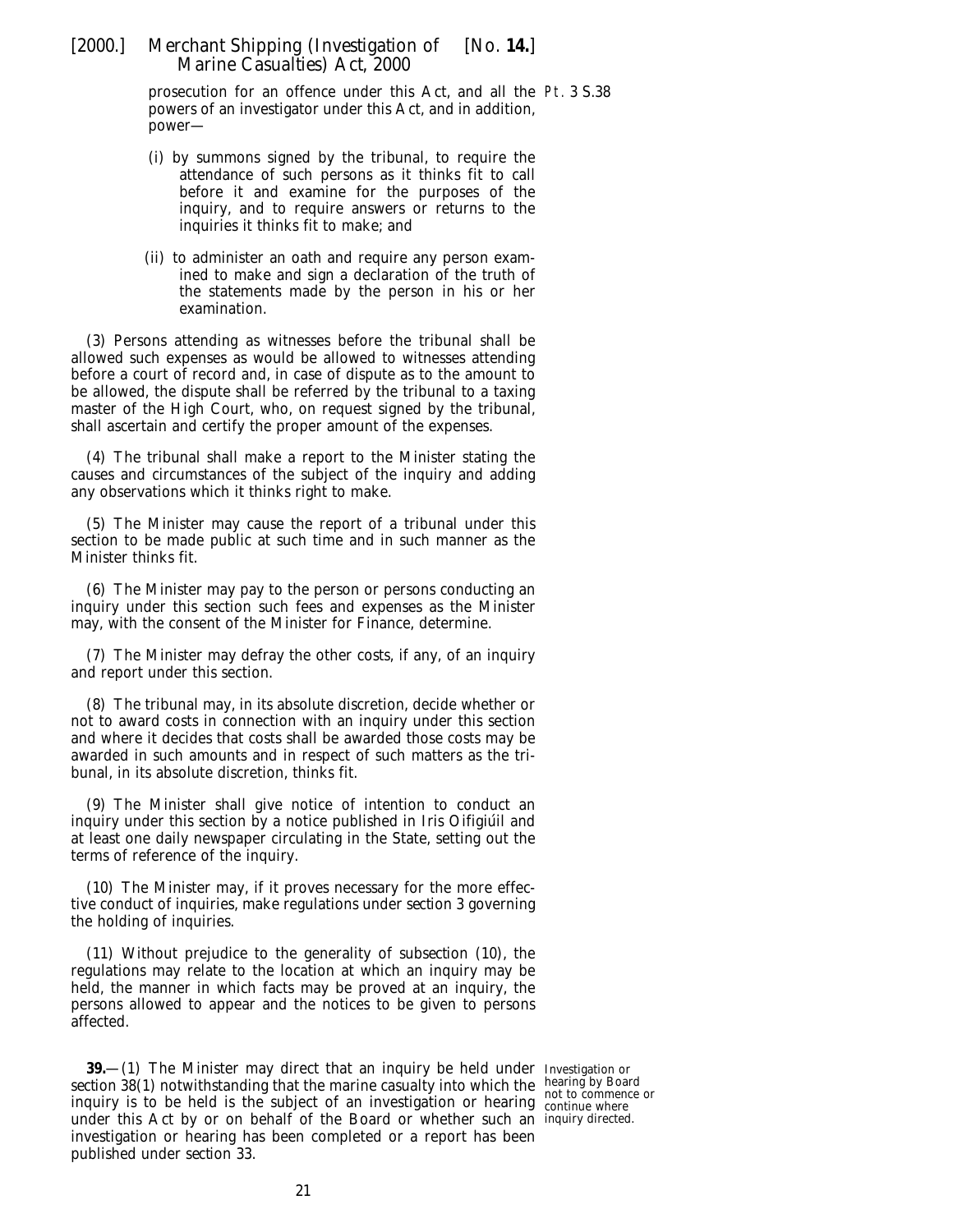prosecution for an offence under this Act, and all the powers of an investigator under this Act, and in addition, power—

(i) by summons signed by the tribunal, to require the attendance of such persons as it thinks fit to call before it and examine for the purposes of the inquiry, and to require answers or returns to the inquiries it thinks fit to make; and

(ii) to administer an oath and require any person examined to make and sign a declaration of the truth of the statements made by the person in his or her examination.

(3) Persons attending as witnesses before the tribunal shall be allowed such expenses as would be allowed to witnesses attending before a court of record and, in case of dispute as to the amount to be allowed, the dispute shall be referred by the tribunal to a taxing master of the High Court, who, on request signed by the tribunal, shall ascertain and certify the proper amount of the expenses.

(4) The tribunal shall make a report to the Minister stating the causes and circumstances of the subject of the inquiry and adding any observations which it thinks right to make.

(5) The Minister may cause the report of a tribunal under this section to be made public at such time and in such manner as the Minister thinks fit.

(6) The Minister may pay to the person or persons conducting an inquiry under this section such fees and expenses as the Minister may, with the consent of the Minister for Finance, determine.

(7) The Minister may defray the other costs, if any, of an inquiry and report under this section.

(8) The tribunal may, in its absolute discretion, decide whether or not to award costs in connection with an inquiry under this section and where it decides that costs shall be awarded those costs may be awarded in such amounts and in respect of such matters as the tribunal, in its absolute discretion, thinks fit.

(9) The Minister shall give notice of intention to conduct an inquiry under this section by a notice published in *Iris Oifigiúil* and at least one daily newspaper circulating in the State, setting out the terms of reference of the inquiry.

(10) The Minister may, if it proves necessary for the more effective conduct of inquiries, make regulations under *section 3* governing the holding of inquiries.

(11) Without prejudice to the generality of *subsection (10)*, the regulations may relate to the location at which an inquiry may be held, the manner in which facts may be proved at an inquiry, the persons allowed to appear and the notices to be given to persons affected.

*Investigation or hearing by Board not to commence or continue where inquiry directed.*

**39.**—(1) The Minister may direct that an inquiry be held under *section 38(1)* notwithstanding that the marine casualty into which the inquiry is to be held is the subject of an investigation or hearing under this Act by or on behalf of the Board or whether such an investigation or hearing has been completed or a report has been published under *section 33*.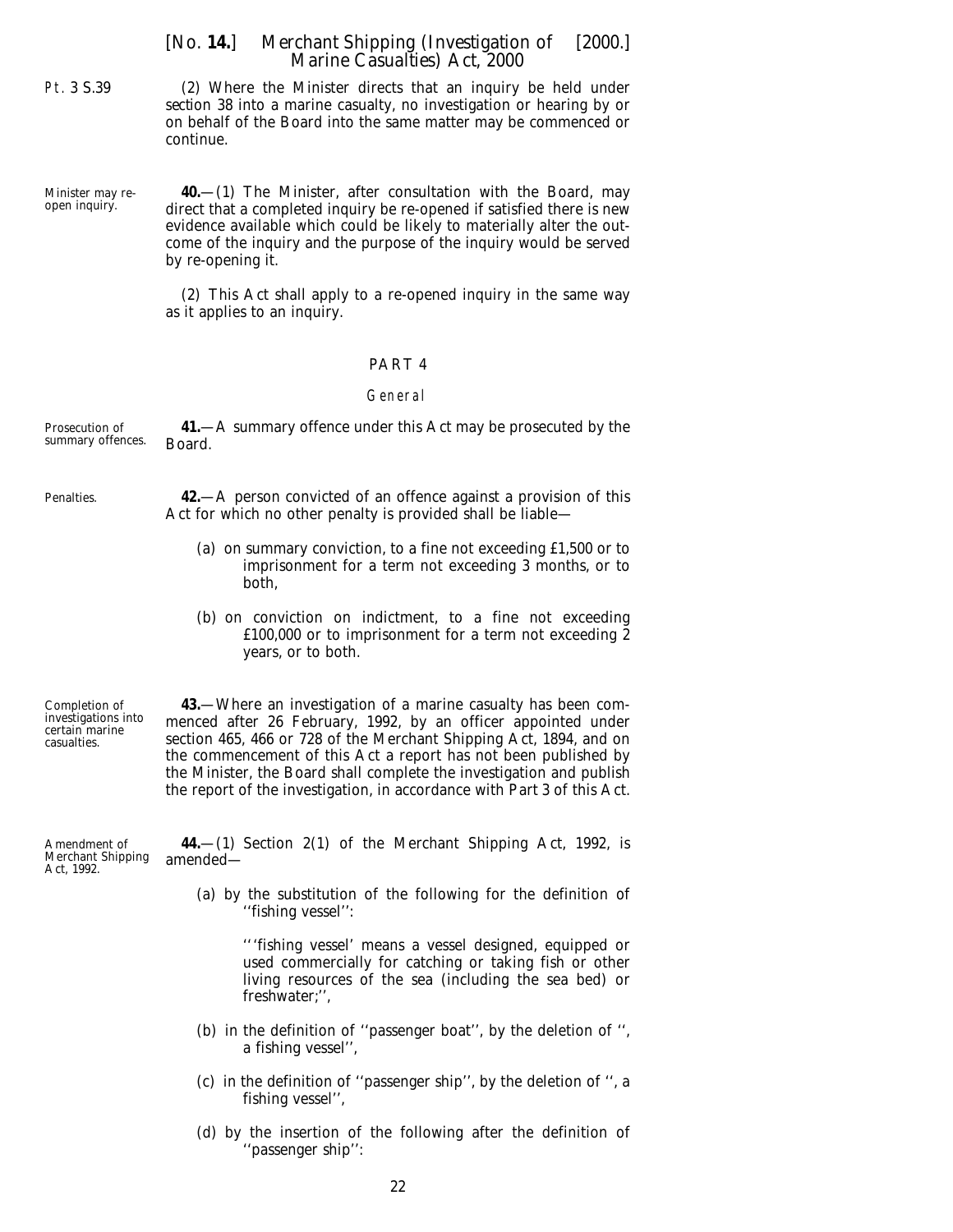(2) Where the Minister directs that an inquiry be held under section 38 into a marine casualty, no investigation or hearing by or on behalf of the Board into the same matter may be commenced or continue.

Minister may re-open inquiry.

**40.**—(1) The Minister, after consultation with the Board, may direct that a completed inquiry be re-opened if satisfied there is new evidence available which could be likely to materially alter the outcome of the inquiry and the purpose of the inquiry would be served by re-opening it.

(2) This Act shall apply to a re-opened inquiry in the same way as it applies to an inquiry.

## PART 4

### *General*

Prosecution of summary offences.

**41.**—A summary offence under this Act may be prosecuted by the Board.

Penalties.

**42.**—A person convicted of an offence against a provision of this Act for which no other penalty is provided shall be liable—

(a) on summary conviction, to a fine not exceeding £1,500 or to imprisonment for a term not exceeding 3 months, or to both,

(b) on conviction on indictment, to a fine not exceeding £100,000 or to imprisonment for a term not exceeding 2 years, or to both.

Completion of investigations into certain marine casualties.

**43.**—Where an investigation of a marine casualty has been commenced after 26 February, 1992, by an officer appointed under section 465, 466 or 728 of the Merchant Shipping Act, 1894, and on the commencement of this Act a report has not been published by the Minister, the Board shall complete the investigation and publish the report of the investigation, in accordance with Part 3 of this Act.

Amendment of Merchant Shipping Act, 1992.

**44.**—(1) Section 2(1) of the Merchant Shipping Act, 1992, is amended—

(a) by the substitution of the following for the definition of ''fishing vessel'':

''fishing vessel' means a vessel designed, equipped or used commercially for catching or taking fish or other living resources of the sea (including the sea bed) or freshwater;'',

(b) in the definition of ''passenger boat'', by the deletion of '', a fishing vessel'',

(c) in the definition of ''passenger ship'', by the deletion of '', a fishing vessel'',

(d) by the insertion of the following after the definition of ''passenger ship'':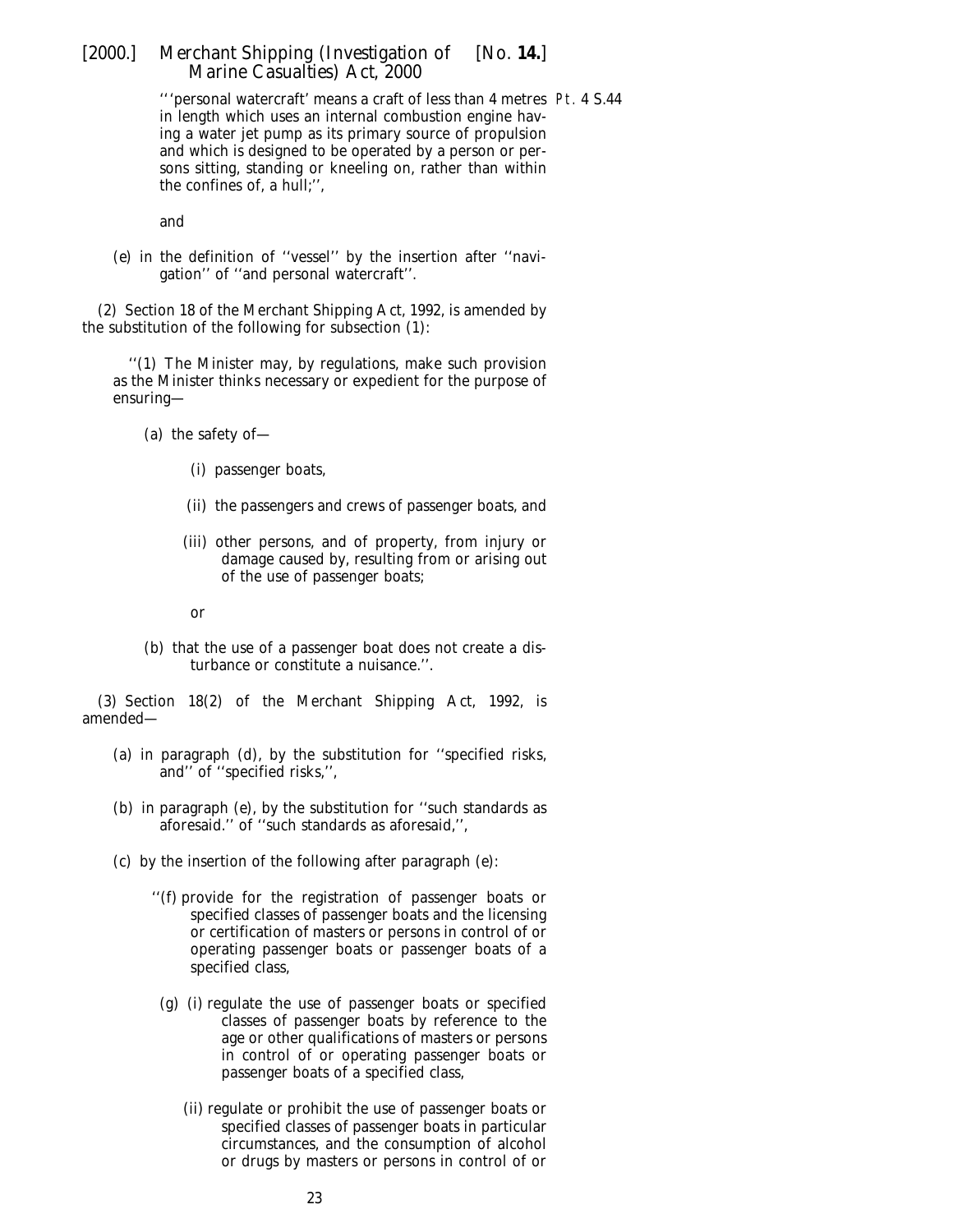‘‘‘personal watercraft’ means a craft of less than 4 metres in length which uses an internal combustion engine having a water jet pump as its primary source of propulsion and which is designed to be operated by a person or persons sitting, standing or kneeling on, rather than within the confines of, a hull;’’,

Pt. 4 S.44

and

(e) in the definition of ‘‘vessel’’ by the insertion after ‘‘navigation’’ of ‘‘and personal watercraft’’.

(2) Section 18 of the Merchant Shipping Act, 1992, is amended by the substitution of the following for subsection (1):

‘‘(1) The Minister may, by regulations, make such provision as the Minister thinks necessary or expedient for the purpose of ensuring—

(a) the safety of—

(i) passenger boats,

(ii) the passengers and crews of passenger boats, and

(iii) other persons, and of property, from injury or damage caused by, resulting from or arising out of the use of passenger boats;

or

(b) that the use of a passenger boat does not create a disturbance or constitute a nuisance.’’.

(3) Section 18(2) of the Merchant Shipping Act, 1992, is amended—

(a) in paragraph (d), by the substitution for ‘‘specified risks, and’’ of ‘‘specified risks,’’,

(b) in paragraph (e), by the substitution for ‘‘such standards as aforesaid.’’ of ‘‘such standards as aforesaid,’’,

(c) by the insertion of the following after paragraph (e):

‘‘(f) provide for the registration of passenger boats or specified classes of passenger boats and the licensing or certification of masters or persons in control of or operating passenger boats or passenger boats of a specified class,

(g) (i) regulate the use of passenger boats or specified classes of passenger boats by reference to the age or other qualifications of masters or persons in control of or operating passenger boats or passenger boats of a specified class,

(ii) regulate or prohibit the use of passenger boats or specified classes of passenger boats in particular circumstances, and the consumption of alcohol or drugs by masters or persons in control of or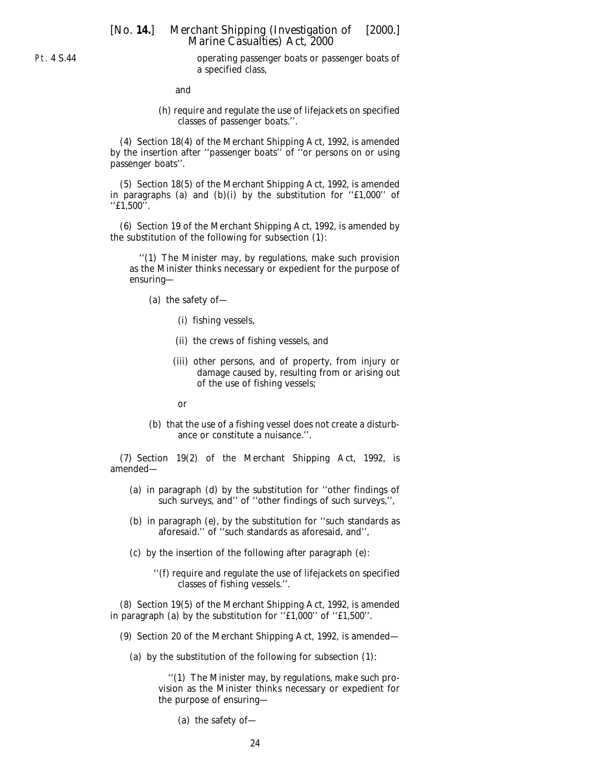operating passenger boats or passenger boats of a specified class,

and

(h) require and regulate the use of lifejackets on specified classes of passenger boats.''.

(4) Section 18(4) of the Merchant Shipping Act, 1992, is amended by the insertion after ''passenger boats'' of ''or persons on or using passenger boats''.

(5) Section 18(5) of the Merchant Shipping Act, 1992, is amended in paragraphs (a) and (b)(i) by the substitution for ''£1,000'' of ''£1,500''.

(6) Section 19 of the Merchant Shipping Act, 1992, is amended by the substitution of the following for subsection (1):

> ''(1) The Minister may, by regulations, make such provision as the Minister thinks necessary or expedient for the purpose of ensuring—
>
> (a) the safety of—
>
> (i) fishing vessels,
>
> (ii) the crews of fishing vessels, and
>
> (iii) other persons, and of property, from injury or damage caused by, resulting from or arising out of the use of fishing vessels;
>
> or
>
> (b) that the use of a fishing vessel does not create a disturbance or constitute a nuisance.''.

(7) Section 19(2) of the Merchant Shipping Act, 1992, is amended—

(a) in paragraph (d) by the substitution for ''other findings of such surveys, and'' of ''other findings of such surveys,'',

(b) in paragraph (e), by the substitution for ''such standards as aforesaid.'' of ''such standards as aforesaid, and'',

(c) by the insertion of the following after paragraph (e):

> ''(f) require and regulate the use of lifejackets on specified classes of fishing vessels.''.

(8) Section 19(5) of the Merchant Shipping Act, 1992, is amended in paragraph (a) by the substitution for ''£1,000'' of ''£1,500''.

(9) Section 20 of the Merchant Shipping Act, 1992, is amended—

(a) by the substitution of the following for subsection (1):

> ''(1) The Minister may, by regulations, make such provision as the Minister thinks necessary or expedient for the purpose of ensuring—
>
> (a) the safety of—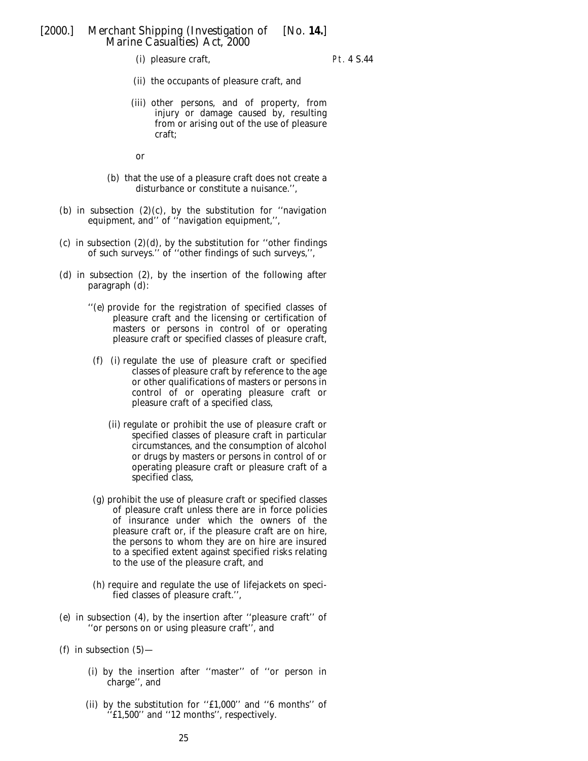(i) pleasure craft,

Pt. 4 S.44

(ii) the occupants of pleasure craft, and

(iii) other persons, and of property, from injury or damage caused by, resulting from or arising out of the use of pleasure craft;

or

(b) that the use of a pleasure craft does not create a disturbance or constitute a nuisance.'',

(b) in subsection (2)(c), by the substitution for ''navigation equipment, and'' of ''navigation equipment,'',

(c) in subsection (2)(d), by the substitution for ''other findings of such surveys.'' of ''other findings of such surveys,'',

(d) in subsection (2), by the insertion of the following after paragraph (d):

''(e) provide for the registration of specified classes of pleasure craft and the licensing or certification of masters or persons in control of or operating pleasure craft or specified classes of pleasure craft,

(f) (i) regulate the use of pleasure craft or specified classes of pleasure craft by reference to the age or other qualifications of masters or persons in control of or operating pleasure craft or pleasure craft of a specified class,

(ii) regulate or prohibit the use of pleasure craft or specified classes of pleasure craft in particular circumstances, and the consumption of alcohol or drugs by masters or persons in control of or operating pleasure craft or pleasure craft of a specified class,

(g) prohibit the use of pleasure craft or specified classes of pleasure craft unless there are in force policies of insurance under which the owners of the pleasure craft or, if the pleasure craft are on hire, the persons to whom they are on hire are insured to a specified extent against specified risks relating to the use of the pleasure craft, and

(h) require and regulate the use of lifejackets on specified classes of pleasure craft.'',

(e) in subsection (4), by the insertion after ''pleasure craft'' of ''or persons on or using pleasure craft'', and

(f) in subsection (5)—

(i) by the insertion after ''master'' of ''or person in charge'', and

(ii) by the substitution for ''£1,000'' and ''6 months'' of ''£1,500'' and ''12 months'', respectively.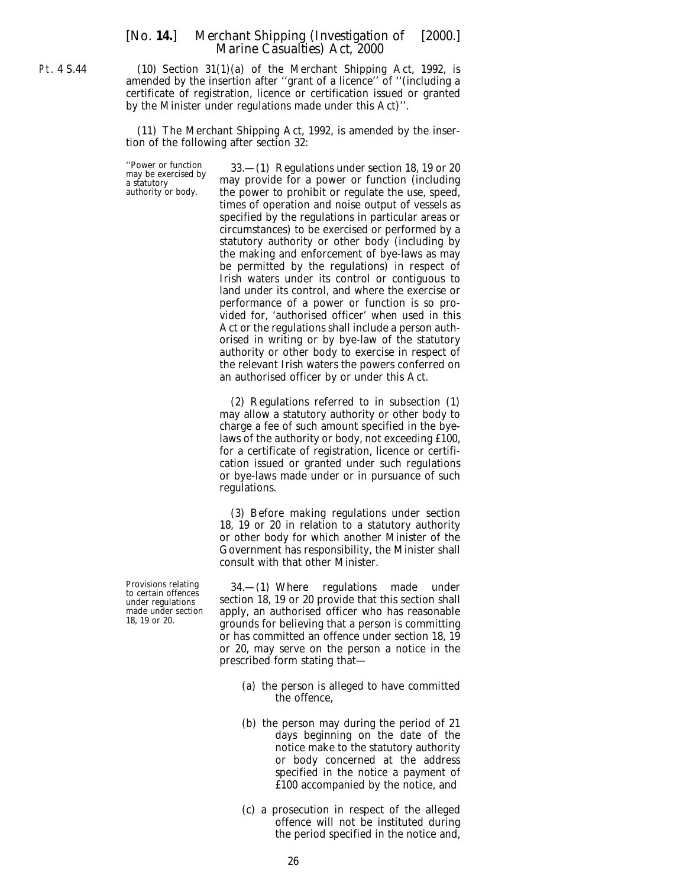Pt. 4 S.44

(10) Section 31(1)(*a*) of the Merchant Shipping Act, 1992, is amended by the insertion after ''grant of a licence'' of ''(including a certificate of registration, licence or certification issued or granted by the Minister under regulations made under this Act)''.

(11) The Merchant Shipping Act, 1992, is amended by the insertion of the following after section 32:

''Power or function may be exercised by a statutory authority or body.

33.—(1) Regulations under section 18, 19 or 20 may provide for a power or function (including the power to prohibit or regulate the use, speed, times of operation and noise output of vessels as specified by the regulations in particular areas or circumstances) to be exercised or performed by a statutory authority or other body (including by the making and enforcement of bye-laws as may be permitted by the regulations) in respect of Irish waters under its control or contiguous to land under its control, and where the exercise or performance of a power or function is so provided for, 'authorised officer' when used in this Act or the regulations shall include a person authorised in writing or by bye-law of the statutory authority or other body to exercise in respect of the relevant Irish waters the powers conferred on an authorised officer by or under this Act.

(2) Regulations referred to in subsection (1) may allow a statutory authority or other body to charge a fee of such amount specified in the bye-laws of the authority or body, not exceeding £100, for a certificate of registration, licence or certification issued or granted under such regulations or bye-laws made under or in pursuance of such regulations.

(3) Before making regulations under section 18, 19 or 20 in relation to a statutory authority or other body for which another Minister of the Government has responsibility, the Minister shall consult with that other Minister.

Provisions relating to certain offences under regulations made under section 18, 19 or 20.

34.—(1) Where regulations made under section 18, 19 or 20 provide that this section shall apply, an authorised officer who has reasonable grounds for believing that a person is committing or has committed an offence under section 18, 19 or 20, may serve on the person a notice in the prescribed form stating that—

(*a*) the person is alleged to have committed the offence,

(*b*) the person may during the period of 21 days beginning on the date of the notice make to the statutory authority or body concerned at the address specified in the notice a payment of £100 accompanied by the notice, and

(*c*) a prosecution in respect of the alleged offence will not be instituted during the period specified in the notice and,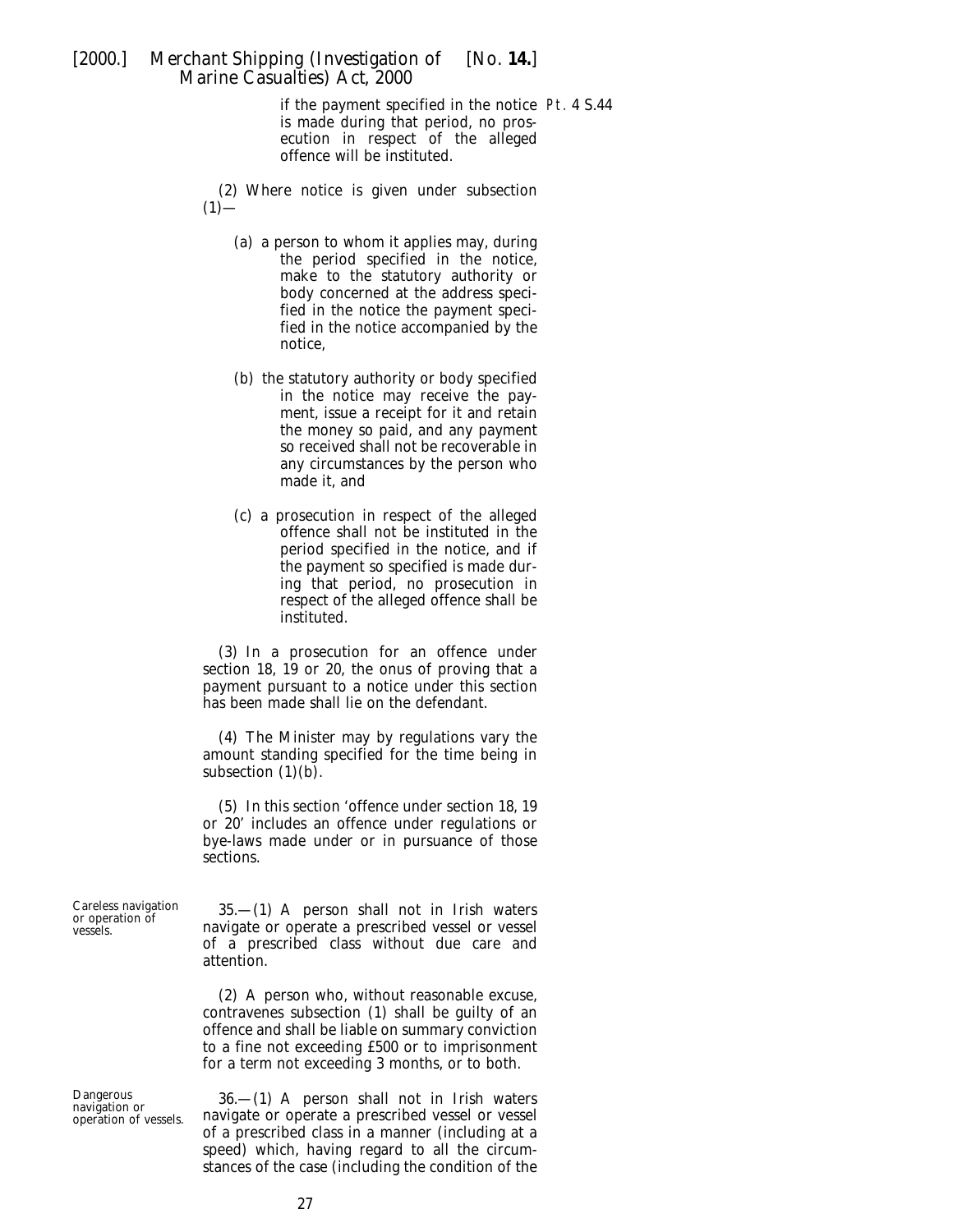if the payment specified in the notice is made during that period, no prosecution in respect of the alleged offence will be instituted.

(2) Where notice is given under subsection (1)—

(a) a person to whom it applies may, during the period specified in the notice, make to the statutory authority or body concerned at the address specified in the notice the payment specified in the notice accompanied by the notice,

(b) the statutory authority or body specified in the notice may receive the payment, issue a receipt for it and retain the money so paid, and any payment so received shall not be recoverable in any circumstances by the person who made it, and

(c) a prosecution in respect of the alleged offence shall not be instituted in the period specified in the notice, and if the payment so specified is made during that period, no prosecution in respect of the alleged offence shall be instituted.

(3) In a prosecution for an offence under section 18, 19 or 20, the onus of proving that a payment pursuant to a notice under this section has been made shall lie on the defendant.

(4) The Minister may by regulations vary the amount standing specified for the time being in subsection (1)(b).

(5) In this section 'offence under section 18, 19 or 20' includes an offence under regulations or bye-laws made under or in pursuance of those sections.

**Careless navigation or operation of vessels.**

35.—(1) A person shall not in Irish waters navigate or operate a prescribed vessel or vessel of a prescribed class without due care and attention.

(2) A person who, without reasonable excuse, contravenes subsection (1) shall be guilty of an offence and shall be liable on summary conviction to a fine not exceeding £500 or to imprisonment for a term not exceeding 3 months, or to both.

**Dangerous navigation or operation of vessels.**

36.—(1) A person shall not in Irish waters navigate or operate a prescribed vessel or vessel of a prescribed class in a manner (including at a speed) which, having regard to all the circumstances of the case (including the condition of the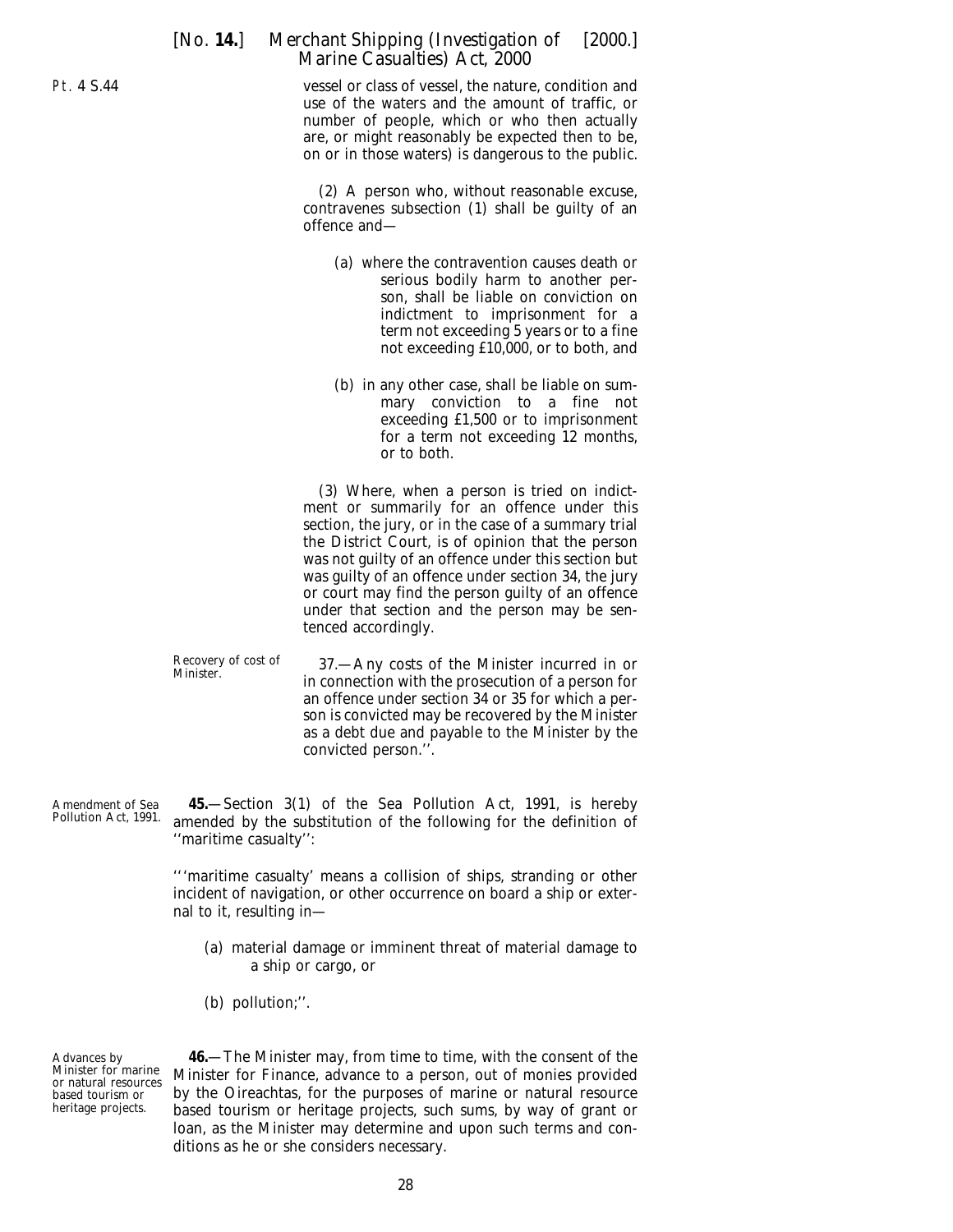vessel or class of vessel, the nature, condition and use of the waters and the amount of traffic, or number of people, which or who then actually are, or might reasonably be expected then to be, on or in those waters) is dangerous to the public.

(2) A person who, without reasonable excuse, contravenes subsection (1) shall be guilty of an offence and—

(a) where the contravention causes death or serious bodily harm to another person, shall be liable on conviction on indictment to imprisonment for a term not exceeding 5 years or to a fine not exceeding £10,000, or to both, and

(b) in any other case, shall be liable on summary conviction to a fine not exceeding £1,500 or to imprisonment for a term not exceeding 12 months, or to both.

(3) Where, when a person is tried on indictment or summarily for an offence under this section, the jury, or in the case of a summary trial the District Court, is of opinion that the person was not guilty of an offence under this section but was guilty of an offence under section 34, the jury or court may find the person guilty of an offence under that section and the person may be sentenced accordingly.

*Recovery of cost of Minister.*

37.—Any costs of the Minister incurred in or in connection with the prosecution of a person for an offence under section 34 or 35 for which a person is convicted may be recovered by the Minister as a debt due and payable to the Minister by the convicted person.''.

*Amendment of Sea Pollution Act, 1991.*

**45.**—Section 3(1) of the Sea Pollution Act, 1991, is hereby amended by the substitution of the following for the definition of ''maritime casualty'':

'''maritime casualty' means a collision of ships, stranding or other incident of navigation, or other occurrence on board a ship or external to it, resulting in—

(a) material damage or imminent threat of material damage to a ship or cargo, or

(b) pollution;''.

*Advances by Minister for marine or natural resources based tourism or heritage projects.*

**46.**—The Minister may, from time to time, with the consent of the Minister for Finance, advance to a person, out of monies provided by the Oireachtas, for the purposes of marine or natural resource based tourism or heritage projects, such sums, by way of grant or loan, as the Minister may determine and upon such terms and conditions as he or she considers necessary.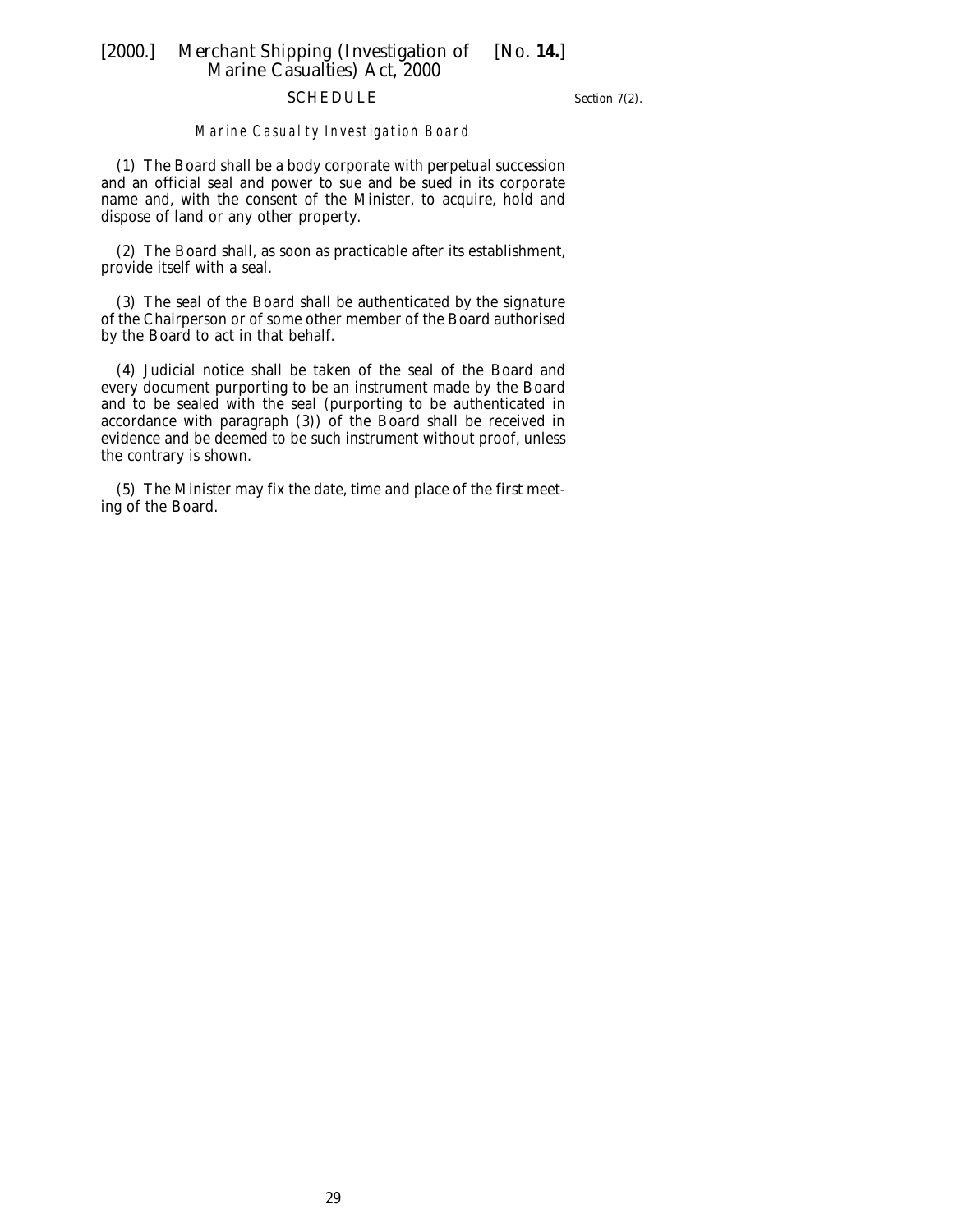## SCHEDULE

Section 7(2).

### Marine Casualty Investigation Board

(1) The Board shall be a body corporate with perpetual succession and an official seal and power to sue and be sued in its corporate name and, with the consent of the Minister, to acquire, hold and dispose of land or any other property.

(2) The Board shall, as soon as practicable after its establishment, provide itself with a seal.

(3) The seal of the Board shall be authenticated by the signature of the Chairperson or of some other member of the Board authorised by the Board to act in that behalf.

(4) Judicial notice shall be taken of the seal of the Board and every document purporting to be an instrument made by the Board and to be sealed with the seal (purporting to be authenticated in accordance with paragraph (3)) of the Board shall be received in evidence and be deemed to be such instrument without proof, unless the contrary is shown.

(5) The Minister may fix the date, time and place of the first meeting of the Board.